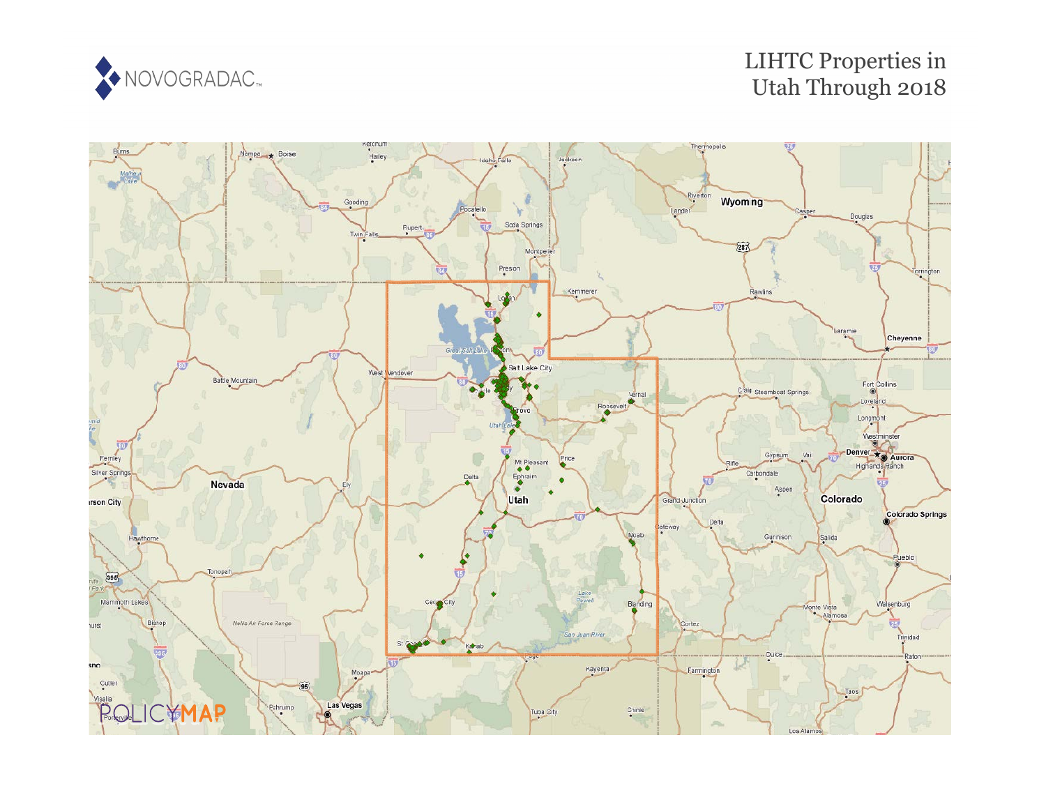NOVOGRADAC

# LIHTC Properties in Utah Through 2018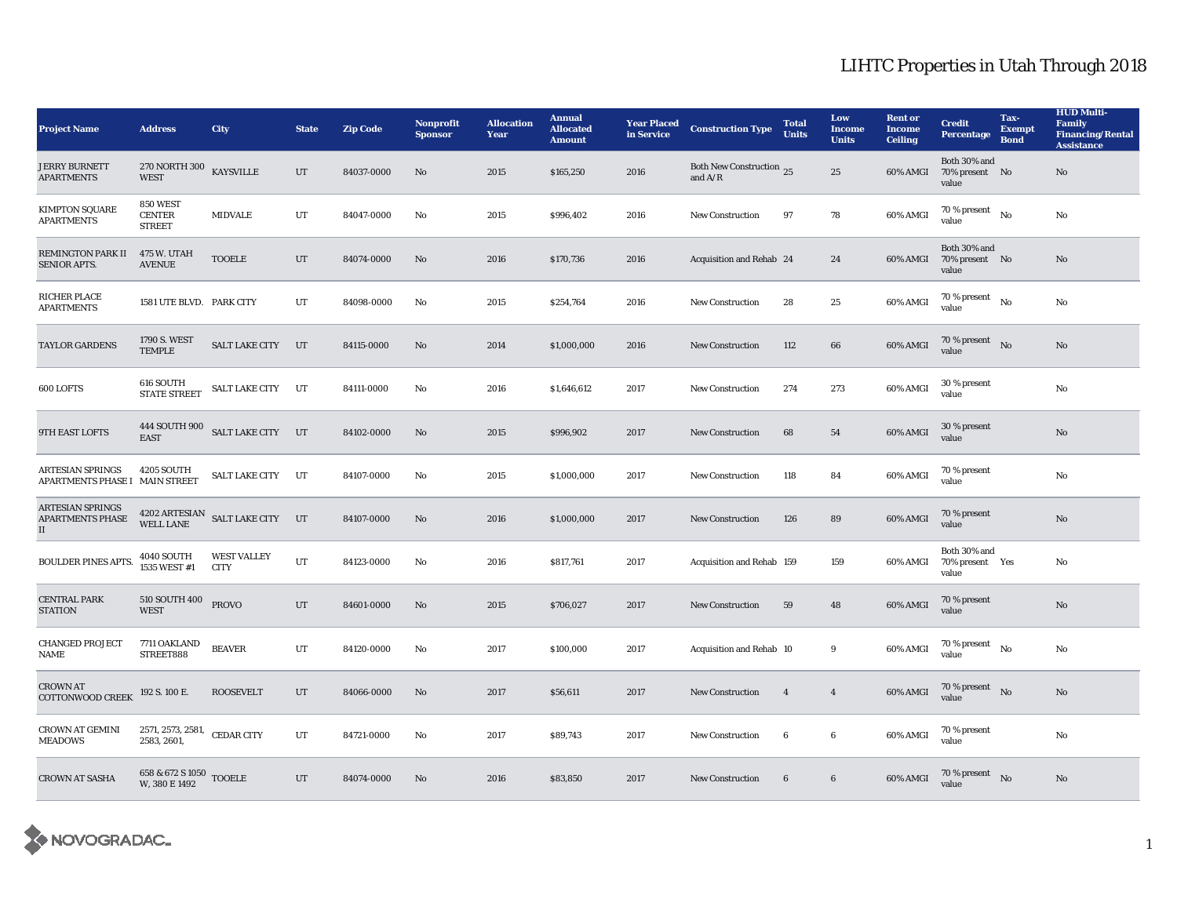# LIHTC Properties in Utah Through 2018

| Project Name | Address | City | State | Zip Code | Nonprofit Sponsor | Allocation Year | Annual Allocated Amount | Year Placed in Service | Construction Type | Total Units | Low Income Units | Rent or Income Ceiling | Credit Percentage | Tax-Exempt Bond | HUD Multi-Family Financing/Rental Assistance |
|---|---|---|---|---|---|---|---|---|---|---|---|---|---|---|---|
| JERRY BURNETT APARTMENTS | 270 NORTH 300 WEST | KAYSVILLE | UT | 84037-0000 | No | 2015 | $165,250 | 2016 | Both New Construction and A/R | 25 | 25 | 60% AMGI | Both 30% and 70% present value | No | No |
| KIMPTON SQUARE APARTMENTS | 850 WEST CENTER STREET | MIDVALE | UT | 84047-0000 | No | 2015 | $996,402 | 2016 | New Construction | 97 | 78 | 60% AMGI | 70 % present value | No | No |
| REMINGTON PARK II SENIOR APTS. | 475 W. UTAH AVENUE | TOOELE | UT | 84074-0000 | No | 2016 | $170,736 | 2016 | Acquisition and Rehab | 24 | 24 | 60% AMGI | Both 30% and 70% present value | No | No |
| RICHER PLACE APARTMENTS | 1581 UTE BLVD. | PARK CITY | UT | 84098-0000 | No | 2015 | $254,764 | 2016 | New Construction | 28 | 25 | 60% AMGI | 70 % present value | No | No |
| TAYLOR GARDENS | 1790 S. WEST TEMPLE | SALT LAKE CITY | UT | 84115-0000 | No | 2014 | $1,000,000 | 2016 | New Construction | 112 | 66 | 60% AMGI | 70 % present value | No | No |
| 600 LOFTS | 616 SOUTH STATE STREET | SALT LAKE CITY | UT | 84111-0000 | No | 2016 | $1,646,612 | 2017 | New Construction | 274 | 273 | 60% AMGI | 30 % present value | | No |
| 9TH EAST LOFTS | 444 SOUTH 900 EAST | SALT LAKE CITY | UT | 84102-0000 | No | 2015 | $996,902 | 2017 | New Construction | 68 | 54 | 60% AMGI | 30 % present value | | No |
| ARTESIAN SPRINGS APARTMENTS PHASE I | 4205 SOUTH MAIN STREET | SALT LAKE CITY | UT | 84107-0000 | No | 2015 | $1,000,000 | 2017 | New Construction | 118 | 84 | 60% AMGI | 70 % present value | | No |
| ARTESIAN SPRINGS APARTMENTS PHASE II | 4202 ARTESIAN WELL LANE | SALT LAKE CITY | UT | 84107-0000 | No | 2016 | $1,000,000 | 2017 | New Construction | 126 | 89 | 60% AMGI | 70 % present value | | No |
| BOULDER PINES APTS. | 4040 SOUTH 1535 WEST #1 | WEST VALLEY CITY | UT | 84123-0000 | No | 2016 | $817,761 | 2017 | Acquisition and Rehab | 159 | 159 | 60% AMGI | Both 30% and 70% present value | Yes | No |
| CENTRAL PARK STATION | 510 SOUTH 400 WEST | PROVO | UT | 84601-0000 | No | 2015 | $706,027 | 2017 | New Construction | 59 | 48 | 60% AMGI | 70 % present value | | No |
| CHANGED PROJECT NAME | 7711 OAKLAND STREET888 | BEAVER | UT | 84120-0000 | No | 2017 | $100,000 | 2017 | Acquisition and Rehab | 10 | 9 | 60% AMGI | 70 % present value | No | No |
| CROWN AT COTTONWOOD CREEK | 192 S. 100 E. | ROOSEVELT | UT | 84066-0000 | No | 2017 | $56,611 | 2017 | New Construction | 4 | 4 | 60% AMGI | 70 % present value | No | No |
| CROWN AT GEMINI MEADOWS | 2571, 2573, 2581, 2583, 2601, | CEDAR CITY | UT | 84721-0000 | No | 2017 | $89,743 | 2017 | New Construction | 6 | 6 | 60% AMGI | 70 % present value | | No |
| CROWN AT SASHA | 658 & 672 S 1050 W, 380 E 1492 | TOOELE | UT | 84074-0000 | No | 2016 | $83,850 | 2017 | New Construction | 6 | 6 | 60% AMGI | 70 % present value | No | No |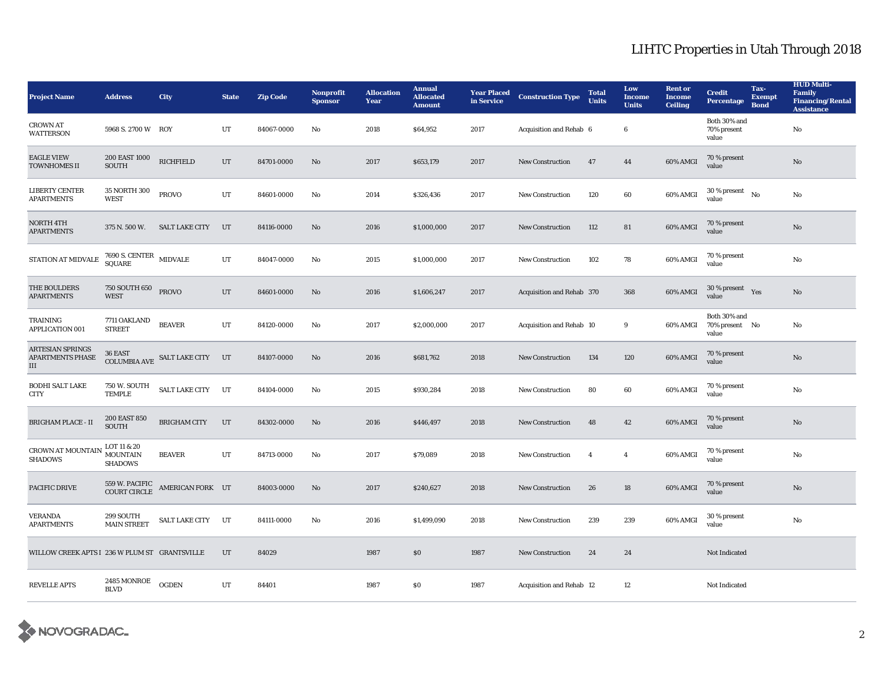# LIHTC Properties in Utah Through 2018

| Project Name | Address | City | State | Zip Code | Nonprofit Sponsor | Allocation Year | Annual Allocated Amount | Year Placed in Service | Construction Type | Total Units | Low Income Units | Rent or Income Ceiling | Credit Percentage | Tax-Exempt Bond | HUD Multi-Family Financing/Rental Assistance |
|---|---|---|---|---|---|---|---|---|---|---|---|---|---|---|---|
| CROWN AT WATTERSON | 5968 S. 2700 W | ROY | UT | 84067-0000 | No | 2018 | $64,952 | 2017 | Acquisition and Rehab | 6 | 6 | | Both 30% and 70% present value | | No |
| EAGLE VIEW TOWNHOMES II | 200 EAST 1000 SOUTH | RICHFIELD | UT | 84701-0000 | No | 2017 | $653,179 | 2017 | New Construction | 47 | 44 | 60% AMGI | 70 % present value | | No |
| LIBERTY CENTER APARTMENTS | 35 NORTH 300 WEST | PROVO | UT | 84601-0000 | No | 2014 | $326,436 | 2017 | New Construction | 120 | 60 | 60% AMGI | 30 % present value | No | No |
| NORTH 4TH APARTMENTS | 375 N. 500 W. | SALT LAKE CITY | UT | 84116-0000 | No | 2016 | $1,000,000 | 2017 | New Construction | 112 | 81 | 60% AMGI | 70 % present value | | No |
| STATION AT MIDVALE | 7690 S. CENTER SQUARE | MIDVALE | UT | 84047-0000 | No | 2015 | $1,000,000 | 2017 | New Construction | 102 | 78 | 60% AMGI | 70 % present value | | No |
| THE BOULDERS APARTMENTS | 750 SOUTH 650 WEST | PROVO | UT | 84601-0000 | No | 2016 | $1,606,247 | 2017 | Acquisition and Rehab | 370 | 368 | 60% AMGI | 30 % present value | Yes | No |
| TRAINING APPLICATION 001 | 7711 OAKLAND STREET | BEAVER | UT | 84120-0000 | No | 2017 | $2,000,000 | 2017 | Acquisition and Rehab | 10 | 9 | 60% AMGI | Both 30% and 70% present value | No | No |
| ARTESIAN SPRINGS APARTMENTS PHASE III | 36 EAST COLUMBIA AVE | SALT LAKE CITY | UT | 84107-0000 | No | 2016 | $681,762 | 2018 | New Construction | 134 | 120 | 60% AMGI | 70 % present value | | No |
| BODHI SALT LAKE CITY | 750 W. SOUTH TEMPLE | SALT LAKE CITY | UT | 84104-0000 | No | 2015 | $930,284 | 2018 | New Construction | 80 | 60 | 60% AMGI | 70 % present value | | No |
| BRIGHAM PLACE - II | 200 EAST 850 SOUTH | BRIGHAM CITY | UT | 84302-0000 | No | 2016 | $446,497 | 2018 | New Construction | 48 | 42 | 60% AMGI | 70 % present value | | No |
| CROWN AT MOUNTAIN SHADOWS | LOT 11 & 20 MOUNTAIN SHADOWS | BEAVER | UT | 84713-0000 | No | 2017 | $79,089 | 2018 | New Construction | 4 | 4 | 60% AMGI | 70 % present value | | No |
| PACIFIC DRIVE | 559 W. PACIFIC COURT CIRCLE | AMERICAN FORK | UT | 84003-0000 | No | 2017 | $240,627 | 2018 | New Construction | 26 | 18 | 60% AMGI | 70 % present value | | No |
| VERANDA APARTMENTS | 299 SOUTH MAIN STREET | SALT LAKE CITY | UT | 84111-0000 | No | 2016 | $1,499,090 | 2018 | New Construction | 239 | 239 | 60% AMGI | 30 % present value | | No |
| WILLOW CREEK APTS I | 236 W PLUM ST | GRANTSVILLE | UT | 84029 | | 1987 | $0 | 1987 | New Construction | 24 | 24 | | Not Indicated | | |
| REVELLE APTS | 2485 MONROE BLVD | OGDEN | UT | 84401 | | 1987 | $0 | 1987 | Acquisition and Rehab | 12 | 12 | | Not Indicated | | |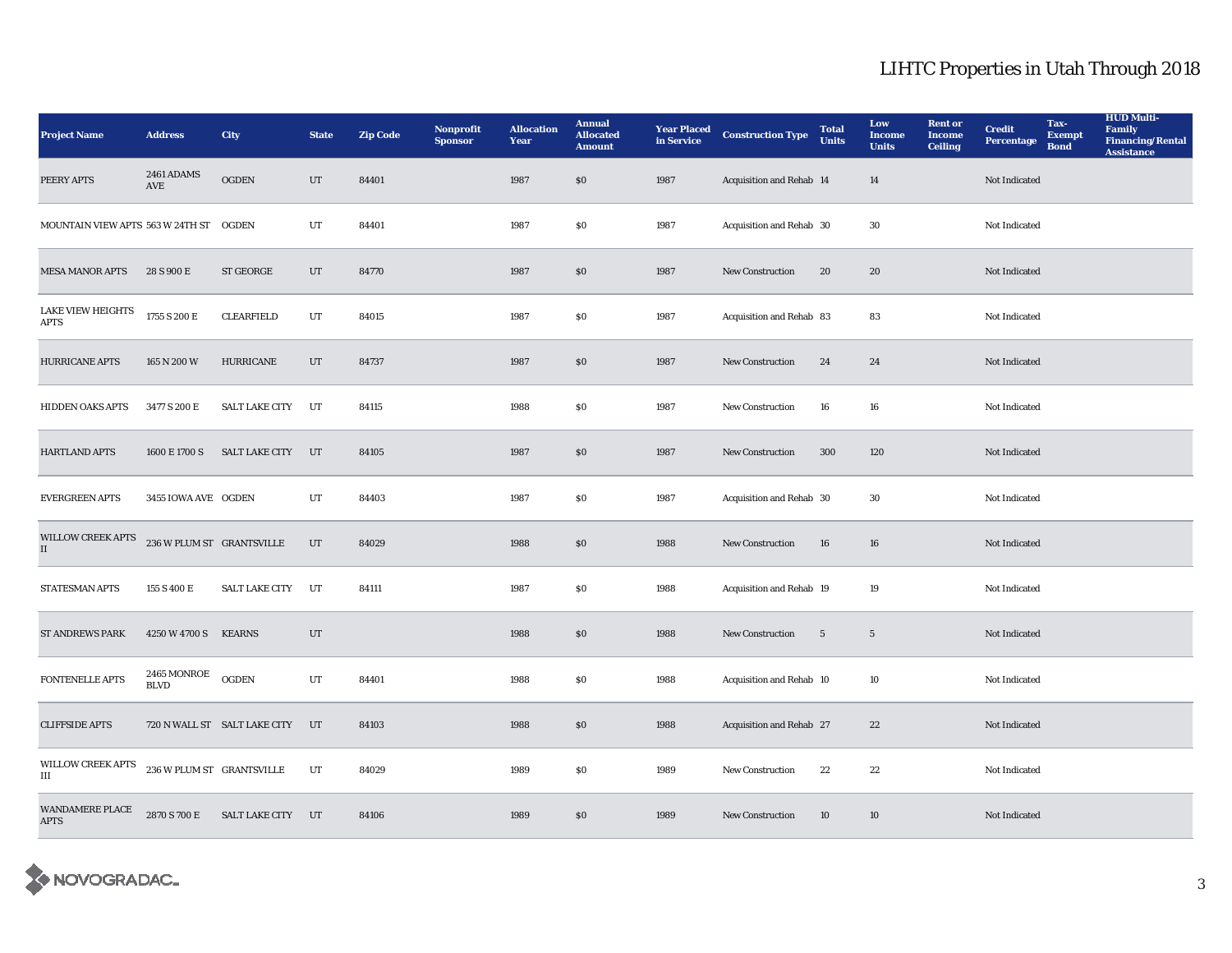# LIHTC Properties in Utah Through 2018

| Project Name | Address | City | State | Zip Code | Nonprofit Sponsor | Allocation Year | Annual Allocated Amount | Year Placed in Service | Construction Type | Total Units | Low Income Units | Rent or Income Ceiling | Credit Percentage | Tax-Exempt Bond | HUD Multi-Family Financing/Rental Assistance |
|---|---|---|---|---|---|---|---|---|---|---|---|---|---|---|---|
| PEERY APTS | 2461 ADAMS AVE | OGDEN | UT | 84401 | | 1987 | $0 | 1987 | Acquisition and Rehab | 14 | 14 | | Not Indicated | | |
| MOUNTAIN VIEW APTS | 563 W 24TH ST | OGDEN | UT | 84401 | | 1987 | $0 | 1987 | Acquisition and Rehab | 30 | 30 | | Not Indicated | | |
| MESA MANOR APTS | 28 S 900 E | ST GEORGE | UT | 84770 | | 1987 | $0 | 1987 | New Construction | 20 | 20 | | Not Indicated | | |
| LAKE VIEW HEIGHTS APTS | 1755 S 200 E | CLEARFIELD | UT | 84015 | | 1987 | $0 | 1987 | Acquisition and Rehab | 83 | 83 | | Not Indicated | | |
| HURRICANE APTS | 165 N 200 W | HURRICANE | UT | 84737 | | 1987 | $0 | 1987 | New Construction | 24 | 24 | | Not Indicated | | |
| HIDDEN OAKS APTS | 3477 S 200 E | SALT LAKE CITY | UT | 84115 | | 1988 | $0 | 1987 | New Construction | 16 | 16 | | Not Indicated | | |
| HARTLAND APTS | 1600 E 1700 S | SALT LAKE CITY | UT | 84105 | | 1987 | $0 | 1987 | New Construction | 300 | 120 | | Not Indicated | | |
| EVERGREEN APTS | 3455 IOWA AVE | OGDEN | UT | 84403 | | 1987 | $0 | 1987 | Acquisition and Rehab | 30 | 30 | | Not Indicated | | |
| WILLOW CREEK APTS II | 236 W PLUM ST | GRANTSVILLE | UT | 84029 | | 1988 | $0 | 1988 | New Construction | 16 | 16 | | Not Indicated | | |
| STATESMAN APTS | 155 S 400 E | SALT LAKE CITY | UT | 84111 | | 1987 | $0 | 1988 | Acquisition and Rehab | 19 | 19 | | Not Indicated | | |
| ST ANDREWS PARK | 4250 W 4700 S | KEARNS | UT | | | 1988 | $0 | 1988 | New Construction | 5 | 5 | | Not Indicated | | |
| FONTENELLE APTS | 2465 MONROE BLVD | OGDEN | UT | 84401 | | 1988 | $0 | 1988 | Acquisition and Rehab | 10 | 10 | | Not Indicated | | |
| CLIFFSIDE APTS | 720 N WALL ST | SALT LAKE CITY | UT | 84103 | | 1988 | $0 | 1988 | Acquisition and Rehab | 27 | 22 | | Not Indicated | | |
| WILLOW CREEK APTS III | 236 W PLUM ST | GRANTSVILLE | UT | 84029 | | 1989 | $0 | 1989 | New Construction | 22 | 22 | | Not Indicated | | |
| WANDAMERE PLACE APTS | 2870 S 700 E | SALT LAKE CITY | UT | 84106 | | 1989 | $0 | 1989 | New Construction | 10 | 10 | | Not Indicated | | |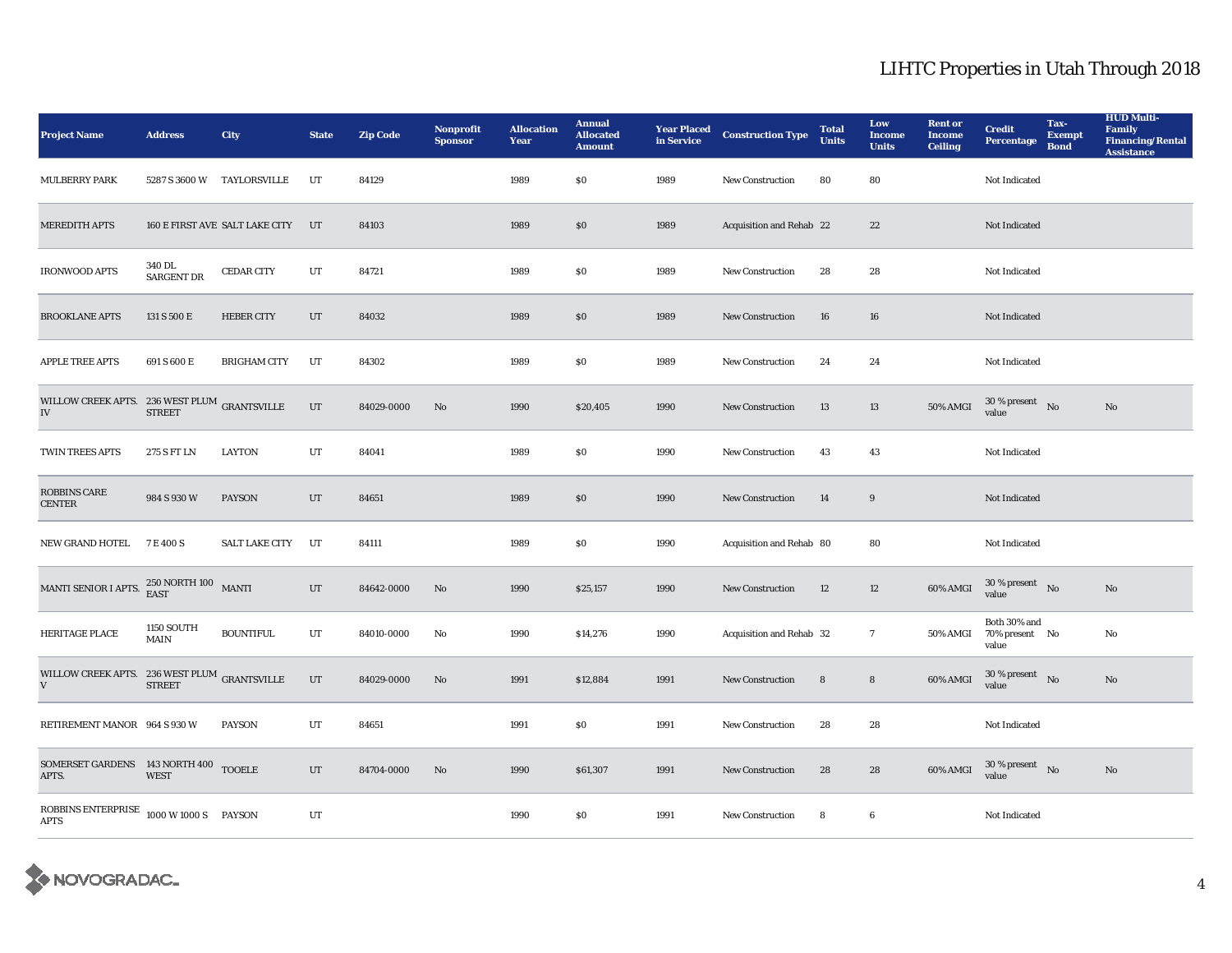## LIHTC Properties in Utah Through 2018

| Project Name | Address | City | State | Zip Code | Nonprofit Sponsor | Allocation Year | Annual Allocated Amount | Year Placed in Service | Construction Type | Total Units | Low Income Units | Rent or Income Ceiling | Credit Percentage | Tax-Exempt Bond | HUD Multi-Family Financing/Rental Assistance |
|---|---|---|---|---|---|---|---|---|---|---|---|---|---|---|---|
| MULBERRY PARK | 5287 S 3600 W | TAYLORSVILLE | UT | 84129 | | 1989 | $0 | 1989 | New Construction | 80 | 80 | | Not Indicated | | |
| MEREDITH APTS | 160 E FIRST AVE | SALT LAKE CITY | UT | 84103 | | 1989 | $0 | 1989 | Acquisition and Rehab | 22 | 22 | | Not Indicated | | |
| IRONWOOD APTS | 340 DL SARGENT DR | CEDAR CITY | UT | 84721 | | 1989 | $0 | 1989 | New Construction | 28 | 28 | | Not Indicated | | |
| BROOKLANE APTS | 131 S 500 E | HEBER CITY | UT | 84032 | | 1989 | $0 | 1989 | New Construction | 16 | 16 | | Not Indicated | | |
| APPLE TREE APTS | 691 S 600 E | BRIGHAM CITY | UT | 84302 | | 1989 | $0 | 1989 | New Construction | 24 | 24 | | Not Indicated | | |
| WILLOW CREEK APTS. IV | 236 WEST PLUM STREET | GRANTSVILLE | UT | 84029-0000 | No | 1990 | $20,405 | 1990 | New Construction | 13 | 13 | 50% AMGI | 30 % present value | No | No |
| TWIN TREES APTS | 275 S FT LN | LAYTON | UT | 84041 | | 1989 | $0 | 1990 | New Construction | 43 | 43 | | Not Indicated | | |
| ROBBINS CARE CENTER | 984 S 930 W | PAYSON | UT | 84651 | | 1989 | $0 | 1990 | New Construction | 14 | 9 | | Not Indicated | | |
| NEW GRAND HOTEL | 7 E 400 S | SALT LAKE CITY | UT | 84111 | | 1989 | $0 | 1990 | Acquisition and Rehab | 80 | 80 | | Not Indicated | | |
| MANTI SENIOR I APTS. | 250 NORTH 100 EAST | MANTI | UT | 84642-0000 | No | 1990 | $25,157 | 1990 | New Construction | 12 | 12 | 60% AMGI | 30 % present value | No | No |
| HERITAGE PLACE | 1150 SOUTH MAIN | BOUNTIFUL | UT | 84010-0000 | No | 1990 | $14,276 | 1990 | Acquisition and Rehab | 32 | 7 | 50% AMGI | Both 30% and 70% present value | No | No |
| WILLOW CREEK APTS. V | 236 WEST PLUM STREET | GRANTSVILLE | UT | 84029-0000 | No | 1991 | $12,884 | 1991 | New Construction | 8 | 8 | 60% AMGI | 30 % present value | No | No |
| RETIREMENT MANOR | 964 S 930 W | PAYSON | UT | 84651 | | 1991 | $0 | 1991 | New Construction | 28 | 28 | | Not Indicated | | |
| SOMERSET GARDENS APTS. | 143 NORTH 400 WEST | TOOELE | UT | 84704-0000 | No | 1990 | $61,307 | 1991 | New Construction | 28 | 28 | 60% AMGI | 30 % present value | No | No |
| ROBBINS ENTERPRISE APTS | 1000 W 1000 S | PAYSON | UT | | | 1990 | $0 | 1991 | New Construction | 8 | 6 | | Not Indicated | | |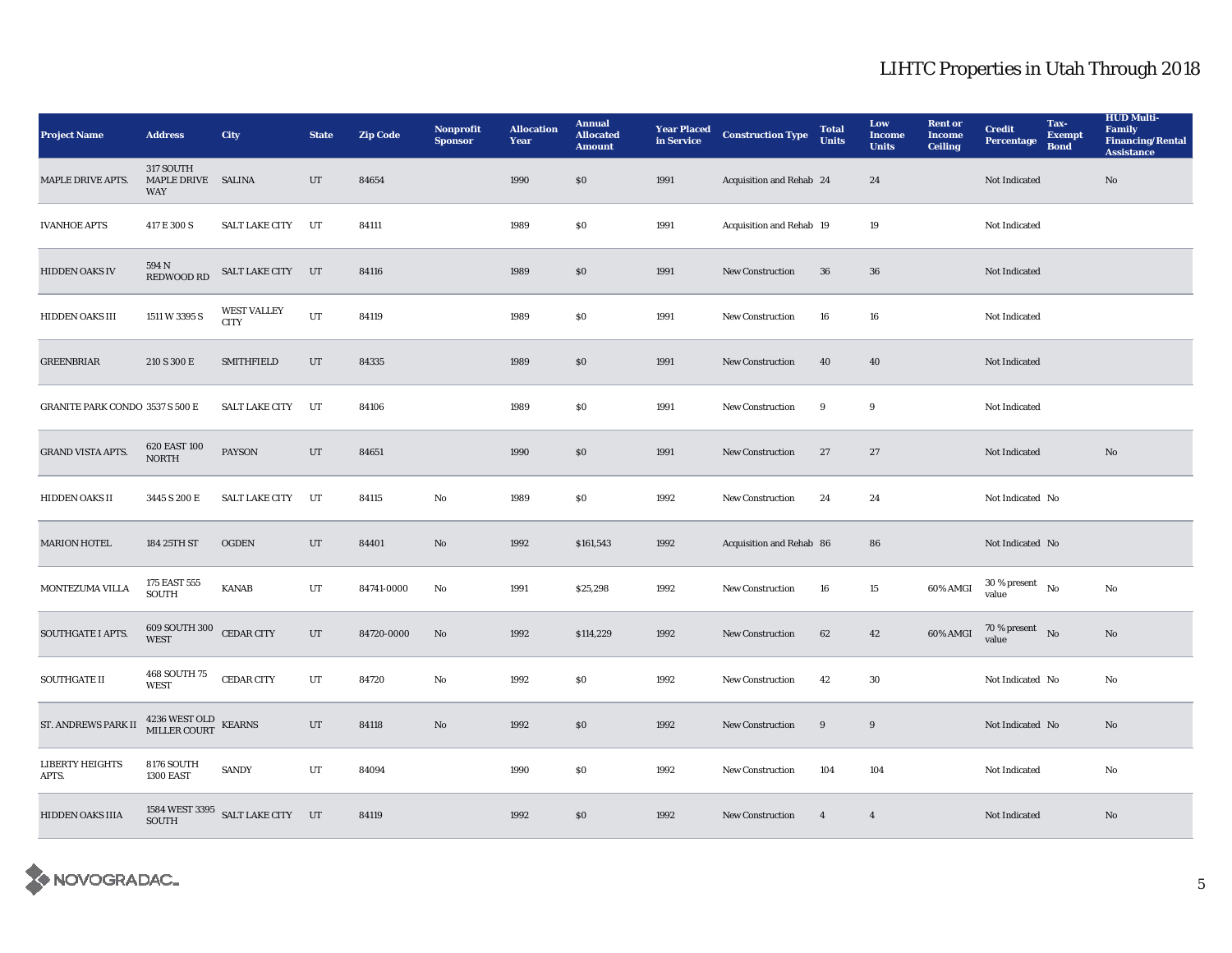# LIHTC Properties in Utah Through 2018

| Project Name | Address | City | State | Zip Code | Nonprofit Sponsor | Allocation Year | Annual Allocated Amount | Year Placed in Service | Construction Type | Total Units | Low Income Units | Rent or Income Ceiling | Credit Percentage | Tax-Exempt Bond | HUD Multi-Family Financing/Rental Assistance |
|---|---|---|---|---|---|---|---|---|---|---|---|---|---|---|---|
| MAPLE DRIVE APTS. | 317 SOUTH MAPLE DRIVE WAY | SALINA | UT | 84654 | | 1990 | $0 | 1991 | Acquisition and Rehab | 24 | 24 | | Not Indicated | | No |
| IVANHOE APTS | 417 E 300 S | SALT LAKE CITY | UT | 84111 | | 1989 | $0 | 1991 | Acquisition and Rehab | 19 | 19 | | Not Indicated | | |
| HIDDEN OAKS IV | 594 N REDWOOD RD | SALT LAKE CITY | UT | 84116 | | 1989 | $0 | 1991 | New Construction | 36 | 36 | | Not Indicated | | |
| HIDDEN OAKS III | 1511 W 3395 S | WEST VALLEY CITY | UT | 84119 | | 1989 | $0 | 1991 | New Construction | 16 | 16 | | Not Indicated | | |
| GREENBRIAR | 210 S 300 E | SMITHFIELD | UT | 84335 | | 1989 | $0 | 1991 | New Construction | 40 | 40 | | Not Indicated | | |
| GRANITE PARK CONDO | 3537 S 500 E | SALT LAKE CITY | UT | 84106 | | 1989 | $0 | 1991 | New Construction | 9 | 9 | | Not Indicated | | |
| GRAND VISTA APTS. | 620 EAST 100 NORTH | PAYSON | UT | 84651 | | 1990 | $0 | 1991 | New Construction | 27 | 27 | | Not Indicated | | No |
| HIDDEN OAKS II | 3445 S 200 E | SALT LAKE CITY | UT | 84115 | No | 1989 | $0 | 1992 | New Construction | 24 | 24 | | Not Indicated | No | |
| MARION HOTEL | 184 25TH ST | OGDEN | UT | 84401 | No | 1992 | $161,543 | 1992 | Acquisition and Rehab | 86 | 86 | | Not Indicated | No | |
| MONTEZUMA VILLA | 175 EAST 555 SOUTH | KANAB | UT | 84741-0000 | No | 1991 | $25,298 | 1992 | New Construction | 16 | 15 | 60% AMGI | 30 % present value | No | No |
| SOUTHGATE I APTS. | 609 SOUTH 300 WEST | CEDAR CITY | UT | 84720-0000 | No | 1992 | $114,229 | 1992 | New Construction | 62 | 42 | 60% AMGI | 70 % present value | No | No |
| SOUTHGATE II | 468 SOUTH 75 WEST | CEDAR CITY | UT | 84720 | No | 1992 | $0 | 1992 | New Construction | 42 | 30 | | Not Indicated | No | No |
| ST. ANDREWS PARK II | 4236 WEST OLD MILLER COURT | KEARNS | UT | 84118 | No | 1992 | $0 | 1992 | New Construction | 9 | 9 | | Not Indicated | No | No |
| LIBERTY HEIGHTS APTS. | 8176 SOUTH 1300 EAST | SANDY | UT | 84094 | | 1990 | $0 | 1992 | New Construction | 104 | 104 | | Not Indicated | | No |
| HIDDEN OAKS IIIA | 1584 WEST 3395 SOUTH | SALT LAKE CITY | UT | 84119 | | 1992 | $0 | 1992 | New Construction | 4 | 4 | | Not Indicated | | No |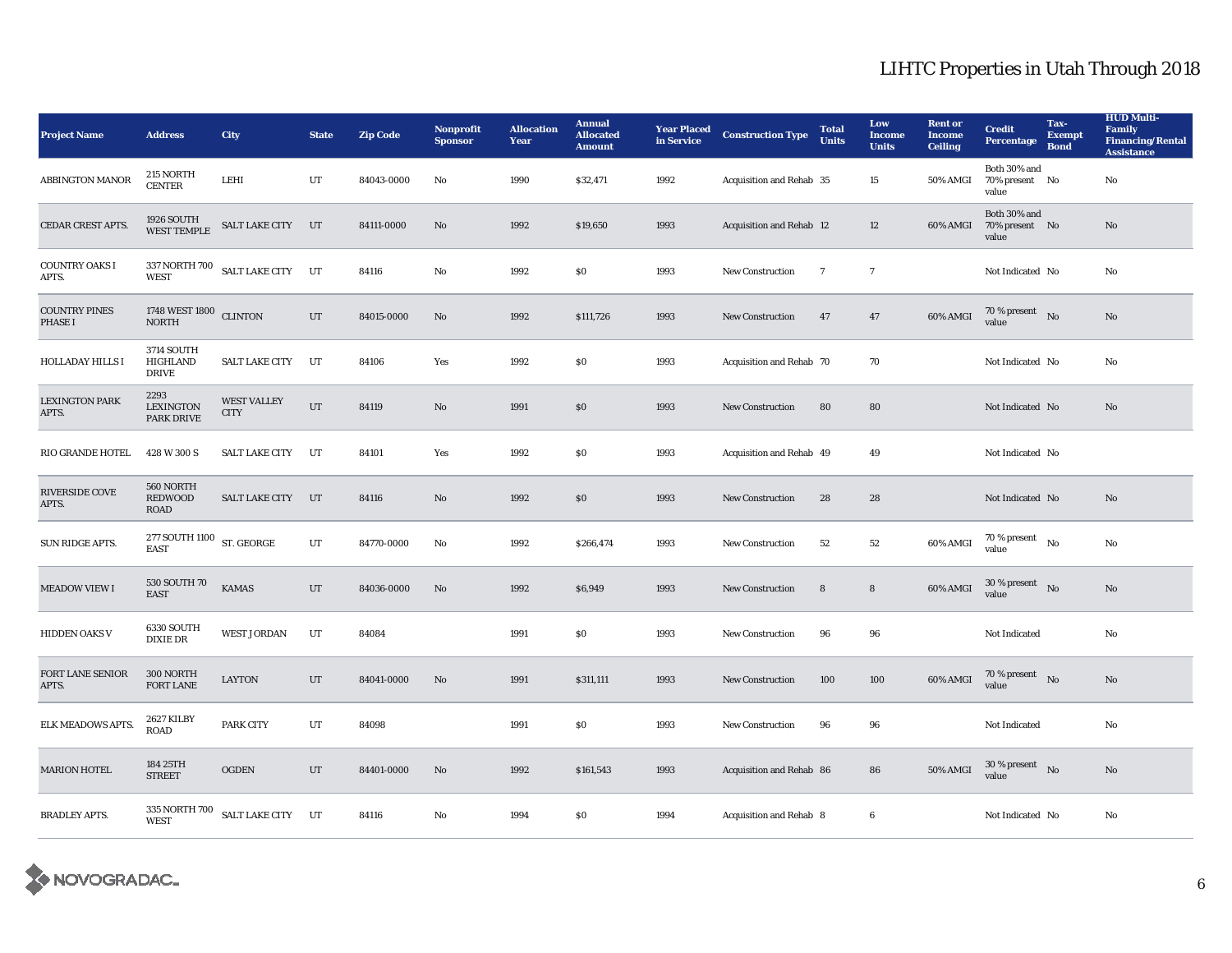## LIHTC Properties in Utah Through 2018

| Project Name | Address | City | State | Zip Code | Nonprofit Sponsor | Allocation Year | Annual Allocated Amount | Year Placed in Service | Construction Type | Total Units | Low Income Units | Rent or Income Ceiling | Credit Percentage | Tax-Exempt Bond | HUD Multi-Family Financing/Rental Assistance |
|---|---|---|---|---|---|---|---|---|---|---|---|---|---|---|---|
| ABBINGTON MANOR | 215 NORTH CENTER | LEHI | UT | 84043-0000 | No | 1990 | $32,471 | 1992 | Acquisition and Rehab | 35 | 15 | 50% AMGI | Both 30% and 70% present value | No | No |
| CEDAR CREST APTS. | 1926 SOUTH WEST TEMPLE | SALT LAKE CITY | UT | 84111-0000 | No | 1992 | $19,650 | 1993 | Acquisition and Rehab | 12 | 12 | 60% AMGI | Both 30% and 70% present value | No | No |
| COUNTRY OAKS I APTS. | 337 NORTH 700 WEST | SALT LAKE CITY | UT | 84116 | No | 1992 | $0 | 1993 | New Construction | 7 | 7 | | Not Indicated | No | No |
| COUNTRY PINES PHASE I | 1748 WEST 1800 NORTH | CLINTON | UT | 84015-0000 | No | 1992 | $111,726 | 1993 | New Construction | 47 | 47 | 60% AMGI | 70 % present value | No | No |
| HOLLADAY HILLS I | 3714 SOUTH HIGHLAND DRIVE | SALT LAKE CITY | UT | 84106 | Yes | 1992 | $0 | 1993 | Acquisition and Rehab | 70 | 70 | | Not Indicated | No | No |
| LEXINGTON PARK APTS. | 2293 LEXINGTON PARK DRIVE | WEST VALLEY CITY | UT | 84119 | No | 1991 | $0 | 1993 | New Construction | 80 | 80 | | Not Indicated | No | No |
| RIO GRANDE HOTEL | 428 W 300 S | SALT LAKE CITY | UT | 84101 | Yes | 1992 | $0 | 1993 | Acquisition and Rehab | 49 | 49 | | Not Indicated | No | |
| RIVERSIDE COVE APTS. | 560 NORTH REDWOOD ROAD | SALT LAKE CITY | UT | 84116 | No | 1992 | $0 | 1993 | New Construction | 28 | 28 | | Not Indicated | No | No |
| SUN RIDGE APTS. | 277 SOUTH 1100 EAST | ST. GEORGE | UT | 84770-0000 | No | 1992 | $266,474 | 1993 | New Construction | 52 | 52 | 60% AMGI | 70 % present value | No | No |
| MEADOW VIEW I | 530 SOUTH 70 EAST | KAMAS | UT | 84036-0000 | No | 1992 | $6,949 | 1993 | New Construction | 8 | 8 | 60% AMGI | 30 % present value | No | No |
| HIDDEN OAKS V | 6330 SOUTH DIXIE DR | WEST JORDAN | UT | 84084 | | 1991 | $0 | 1993 | New Construction | 96 | 96 | | Not Indicated | | No |
| FORT LANE SENIOR APTS. | 300 NORTH FORT LANE | LAYTON | UT | 84041-0000 | No | 1991 | $311,111 | 1993 | New Construction | 100 | 100 | 60% AMGI | 70 % present value | No | No |
| ELK MEADOWS APTS. | 2627 KILBY ROAD | PARK CITY | UT | 84098 | | 1991 | $0 | 1993 | New Construction | 96 | 96 | | Not Indicated | | No |
| MARION HOTEL | 184 25TH STREET | OGDEN | UT | 84401-0000 | No | 1992 | $161,543 | 1993 | Acquisition and Rehab | 86 | 86 | 50% AMGI | 30 % present value | No | No |
| BRADLEY APTS. | 335 NORTH 700 WEST | SALT LAKE CITY | UT | 84116 | No | 1994 | $0 | 1994 | Acquisition and Rehab | 8 | 6 | | Not Indicated | No | No |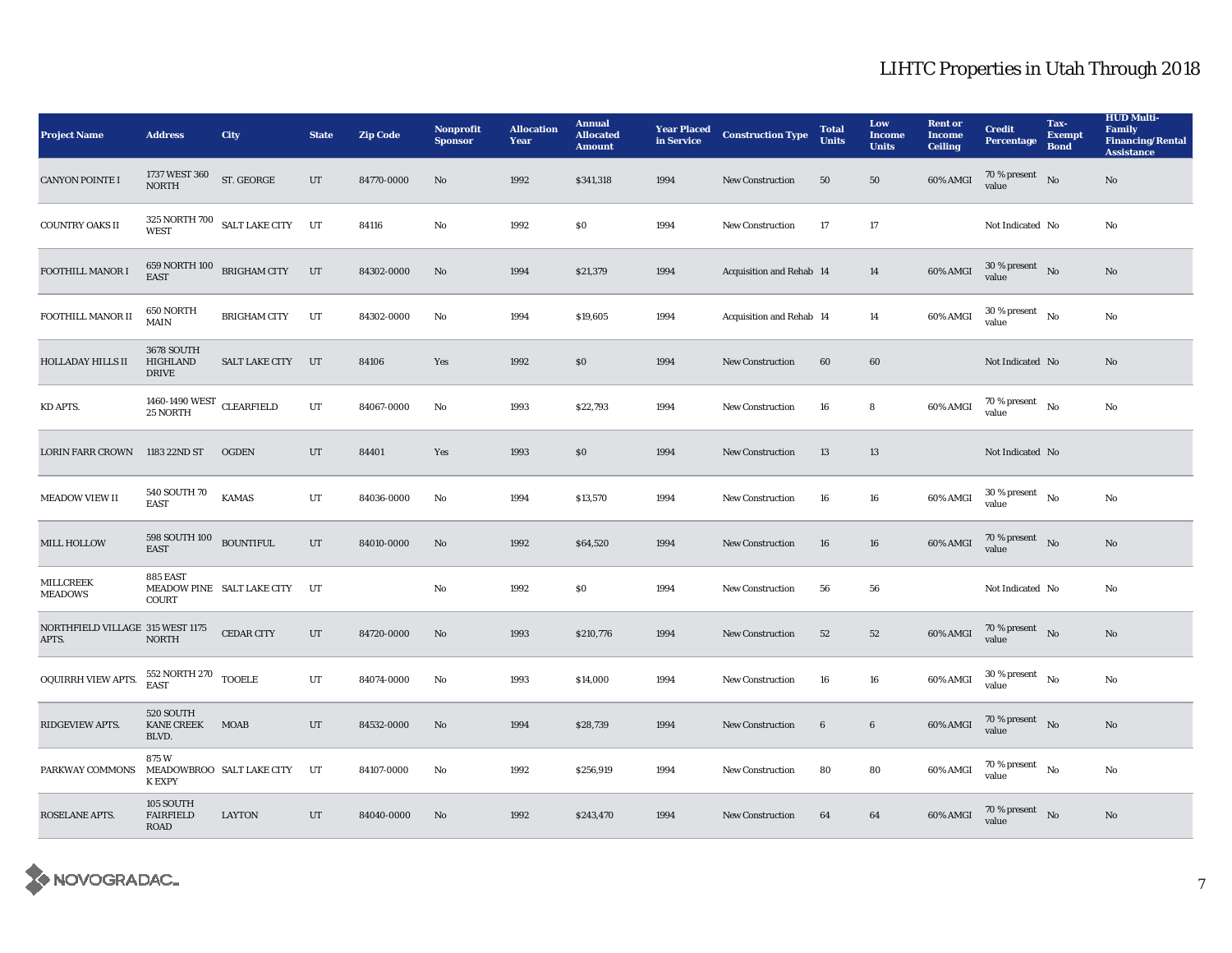# LIHTC Properties in Utah Through 2018

| Project Name | Address | City | State | Zip Code | Nonprofit Sponsor | Allocation Year | Annual Allocated Amount | Year Placed in Service | Construction Type | Total Units | Low Income Units | Rent or Income Ceiling | Credit Percentage | Tax-Exempt Bond | HUD Multi-Family Financing/Rental Assistance |
|---|---|---|---|---|---|---|---|---|---|---|---|---|---|---|---|
| CANYON POINTE I | 1737 WEST 360 NORTH | ST. GEORGE | UT | 84770-0000 | No | 1992 | $341,318 | 1994 | New Construction | 50 | 50 | 60% AMGI | 70 % present value | No | No |
| COUNTRY OAKS II | 325 NORTH 700 WEST | SALT LAKE CITY | UT | 84116 | No | 1992 | $0 | 1994 | New Construction | 17 | 17 | | Not Indicated | No | No |
| FOOTHILL MANOR I | 659 NORTH 100 EAST | BRIGHAM CITY | UT | 84302-0000 | No | 1994 | $21,379 | 1994 | Acquisition and Rehab | 14 | 14 | 60% AMGI | 30 % present value | No | No |
| FOOTHILL MANOR II | 650 NORTH MAIN | BRIGHAM CITY | UT | 84302-0000 | No | 1994 | $19,605 | 1994 | Acquisition and Rehab | 14 | 14 | 60% AMGI | 30 % present value | No | No |
| HOLLADAY HILLS II | 3678 SOUTH HIGHLAND DRIVE | SALT LAKE CITY | UT | 84106 | Yes | 1992 | $0 | 1994 | New Construction | 60 | 60 | | Not Indicated | No | No |
| KD APTS. | 1460-1490 WEST 25 NORTH | CLEARFIELD | UT | 84067-0000 | No | 1993 | $22,793 | 1994 | New Construction | 16 | 8 | 60% AMGI | 70 % present value | No | No |
| LORIN FARR CROWN | 1183 22ND ST | OGDEN | UT | 84401 | Yes | 1993 | $0 | 1994 | New Construction | 13 | 13 | | Not Indicated | No | |
| MEADOW VIEW II | 540 SOUTH 70 EAST | KAMAS | UT | 84036-0000 | No | 1994 | $13,570 | 1994 | New Construction | 16 | 16 | 60% AMGI | 30 % present value | No | No |
| MILL HOLLOW | 598 SOUTH 100 EAST | BOUNTIFUL | UT | 84010-0000 | No | 1992 | $64,520 | 1994 | New Construction | 16 | 16 | 60% AMGI | 70 % present value | No | No |
| MILLCREEK MEADOWS | 885 EAST MEADOW PINE COURT | SALT LAKE CITY | UT | | No | 1992 | $0 | 1994 | New Construction | 56 | 56 | | Not Indicated | No | No |
| NORTHFIELD VILLAGE APTS. | 315 WEST 1175 NORTH | CEDAR CITY | UT | 84720-0000 | No | 1993 | $210,776 | 1994 | New Construction | 52 | 52 | 60% AMGI | 70 % present value | No | No |
| OQUIRRH VIEW APTS. | 552 NORTH 270 EAST | TOOELE | UT | 84074-0000 | No | 1993 | $14,000 | 1994 | New Construction | 16 | 16 | 60% AMGI | 30 % present value | No | No |
| RIDGEVIEW APTS. | 520 SOUTH KANE CREEK BLVD. | MOAB | UT | 84532-0000 | No | 1994 | $28,739 | 1994 | New Construction | 6 | 6 | 60% AMGI | 70 % present value | No | No |
| PARKWAY COMMONS | 875 W MEADOWBROOK EXPY | SALT LAKE CITY | UT | 84107-0000 | No | 1992 | $256,919 | 1994 | New Construction | 80 | 80 | 60% AMGI | 70 % present value | No | No |
| ROSELANE APTS. | 105 SOUTH FAIRFIELD ROAD | LAYTON | UT | 84040-0000 | No | 1992 | $243,470 | 1994 | New Construction | 64 | 64 | 60% AMGI | 70 % present value | No | No |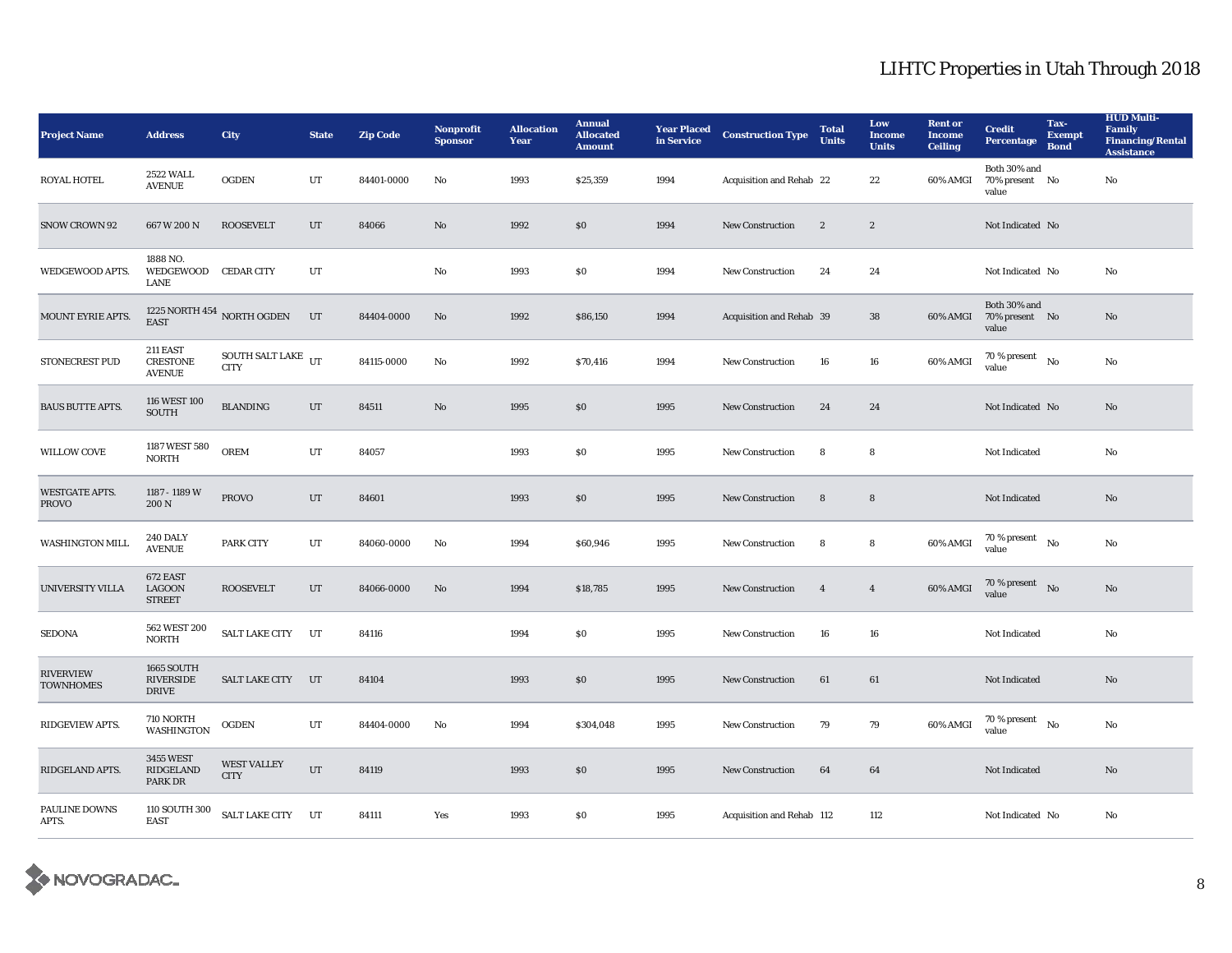# LIHTC Properties in Utah Through 2018

| Project Name | Address | City | State | Zip Code | Nonprofit Sponsor | Allocation Year | Annual Allocated Amount | Year Placed in Service | Construction Type | Total Units | Low Income Units | Rent or Income Ceiling | Credit Percentage | Tax-Exempt Bond | HUD Multi-Family Financing/Rental Assistance |
|---|---|---|---|---|---|---|---|---|---|---|---|---|---|---|---|
| ROYAL HOTEL | 2522 WALL AVENUE | OGDEN | UT | 84401-0000 | No | 1993 | $25,359 | 1994 | Acquisition and Rehab | 22 | 22 | 60% AMGI | Both 30% and 70% present value | No | No |
| SNOW CROWN 92 | 667 W 200 N | ROOSEVELT | UT | 84066 | No | 1992 | $0 | 1994 | New Construction | 2 | 2 | | Not Indicated | No | |
| WEDGEWOOD APTS. | 1888 NO. WEDGEWOOD LANE | CEDAR CITY | UT | | No | 1993 | $0 | 1994 | New Construction | 24 | 24 | | Not Indicated | No | No |
| MOUNT EYRIE APTS. | 1225 NORTH 454 EAST | NORTH OGDEN | UT | 84404-0000 | No | 1992 | $86,150 | 1994 | Acquisition and Rehab | 39 | 38 | 60% AMGI | Both 30% and 70% present value | No | No |
| STONECREST PUD | 211 EAST CRESTONE AVENUE | SOUTH SALT LAKE CITY | UT | 84115-0000 | No | 1992 | $70,416 | 1994 | New Construction | 16 | 16 | 60% AMGI | 70 % present value | No | No |
| BAUS BUTTE APTS. | 116 WEST 100 SOUTH | BLANDING | UT | 84511 | No | 1995 | $0 | 1995 | New Construction | 24 | 24 | | Not Indicated | No | No |
| WILLOW COVE | 1187 WEST 580 NORTH | OREM | UT | 84057 | | 1993 | $0 | 1995 | New Construction | 8 | 8 | | Not Indicated | | No |
| WESTGATE APTS. PROVO | 1187 - 1189 W 200 N | PROVO | UT | 84601 | | 1993 | $0 | 1995 | New Construction | 8 | 8 | | Not Indicated | | No |
| WASHINGTON MILL | 240 DALY AVENUE | PARK CITY | UT | 84060-0000 | No | 1994 | $60,946 | 1995 | New Construction | 8 | 8 | 60% AMGI | 70 % present value | No | No |
| UNIVERSITY VILLA | 672 EAST LAGOON STREET | ROOSEVELT | UT | 84066-0000 | No | 1994 | $18,785 | 1995 | New Construction | 4 | 4 | 60% AMGI | 70 % present value | No | No |
| SEDONA | 562 WEST 200 NORTH | SALT LAKE CITY | UT | 84116 | | 1994 | $0 | 1995 | New Construction | 16 | 16 | | Not Indicated | | No |
| RIVERVIEW TOWNHOMES | 1665 SOUTH RIVERSIDE DRIVE | SALT LAKE CITY | UT | 84104 | | 1993 | $0 | 1995 | New Construction | 61 | 61 | | Not Indicated | | No |
| RIDGEVIEW APTS. | 710 NORTH WASHINGTON | OGDEN | UT | 84404-0000 | No | 1994 | $304,048 | 1995 | New Construction | 79 | 79 | 60% AMGI | 70 % present value | No | No |
| RIDGELAND APTS. | 3455 WEST RIDGELAND PARK DR | WEST VALLEY CITY | UT | 84119 | | 1993 | $0 | 1995 | New Construction | 64 | 64 | | Not Indicated | | No |
| PAULINE DOWNS APTS. | 110 SOUTH 300 EAST | SALT LAKE CITY | UT | 84111 | Yes | 1993 | $0 | 1995 | Acquisition and Rehab | 112 | 112 | | Not Indicated | No | No |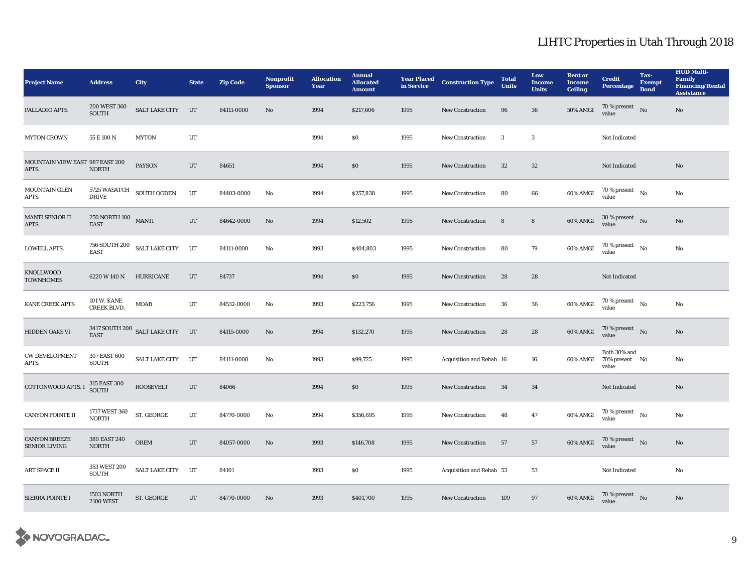# LIHTC Properties in Utah Through 2018

| Project Name | Address | City | State | Zip Code | Nonprofit Sponsor | Allocation Year | Annual Allocated Amount | Year Placed in Service | Construction Type | Total Units | Low Income Units | Rent or Income Ceiling | Credit Percentage | Tax-Exempt Bond | HUD Multi-Family Financing/Rental Assistance |
|---|---|---|---|---|---|---|---|---|---|---|---|---|---|---|---|
| PALLADIO APTS. | 200 WEST 360 SOUTH | SALT LAKE CITY | UT | 84111-0000 | No | 1994 | $217,606 | 1995 | New Construction | 96 | 36 | 50% AMGI | 70 % present value | No | No |
| MYTON CROWN | 55 E 100 N | MYTON | UT | | | 1994 | $0 | 1995 | New Construction | 3 | 3 | | Not Indicated | | |
| MOUNTAIN VIEW EAST APTS. | 987 EAST 200 NORTH | PAYSON | UT | 84651 | | 1994 | $0 | 1995 | New Construction | 32 | 32 | | Not Indicated | | No |
| MOUNTAIN GLEN APTS. | 5725 WASATCH DRIVE | SOUTH OGDEN | UT | 84403-0000 | No | 1994 | $257,838 | 1995 | New Construction | 80 | 66 | 60% AMGI | 70 % present value | No | No |
| MANTI SENIOR II APTS. | 250 NORTH 100 EAST | MANTI | UT | 84642-0000 | No | 1994 | $12,502 | 1995 | New Construction | 8 | 8 | 60% AMGI | 30 % present value | No | No |
| LOWELL APTS. | 756 SOUTH 200 EAST | SALT LAKE CITY | UT | 84111-0000 | No | 1993 | $404,803 | 1995 | New Construction | 80 | 79 | 60% AMGI | 70 % present value | No | No |
| KNOLLWOOD TOWNHOMES | 6220 W 140 N | HURRICANE | UT | 84737 | | 1994 | $0 | 1995 | New Construction | 28 | 28 | | Not Indicated | | |
| KANE CREEK APTS. | 101 W. KANE CREEK BLVD. | MOAB | UT | 84532-0000 | No | 1993 | $223,756 | 1995 | New Construction | 36 | 36 | 60% AMGI | 70 % present value | No | No |
| HIDDEN OAKS VI | 3417 SOUTH 200 EAST | SALT LAKE CITY | UT | 84115-0000 | No | 1994 | $132,270 | 1995 | New Construction | 28 | 28 | 60% AMGI | 70 % present value | No | No |
| CW DEVELOPMENT APTS. | 307 EAST 600 SOUTH | SALT LAKE CITY | UT | 84111-0000 | No | 1993 | $99,725 | 1995 | Acquisition and Rehab | 16 | 16 | 60% AMGI | Both 30% and 70% present value | No | No |
| COTTONWOOD APTS. I | 315 EAST 300 SOUTH | ROOSEVELT | UT | 84066 | | 1994 | $0 | 1995 | New Construction | 34 | 34 | | Not Indicated | | No |
| CANYON POINTE II | 1737 WEST 360 NORTH | ST. GEORGE | UT | 84770-0000 | No | 1994 | $356,695 | 1995 | New Construction | 48 | 47 | 60% AMGI | 70 % present value | No | No |
| CANYON BREEZE SENIOR LIVING | 380 EAST 240 NORTH | OREM | UT | 84057-0000 | No | 1993 | $146,708 | 1995 | New Construction | 57 | 57 | 60% AMGI | 70 % present value | No | No |
| ART SPACE II | 353 WEST 200 SOUTH | SALT LAKE CITY | UT | 84101 | | 1993 | $0 | 1995 | Acquisition and Rehab | 53 | 53 | | Not Indicated | | No |
| SIERRA POINTE I | 1503 NORTH 2100 WEST | ST. GEORGE | UT | 84770-0000 | No | 1993 | $401,700 | 1995 | New Construction | 109 | 97 | 60% AMGI | 70 % present value | No | No |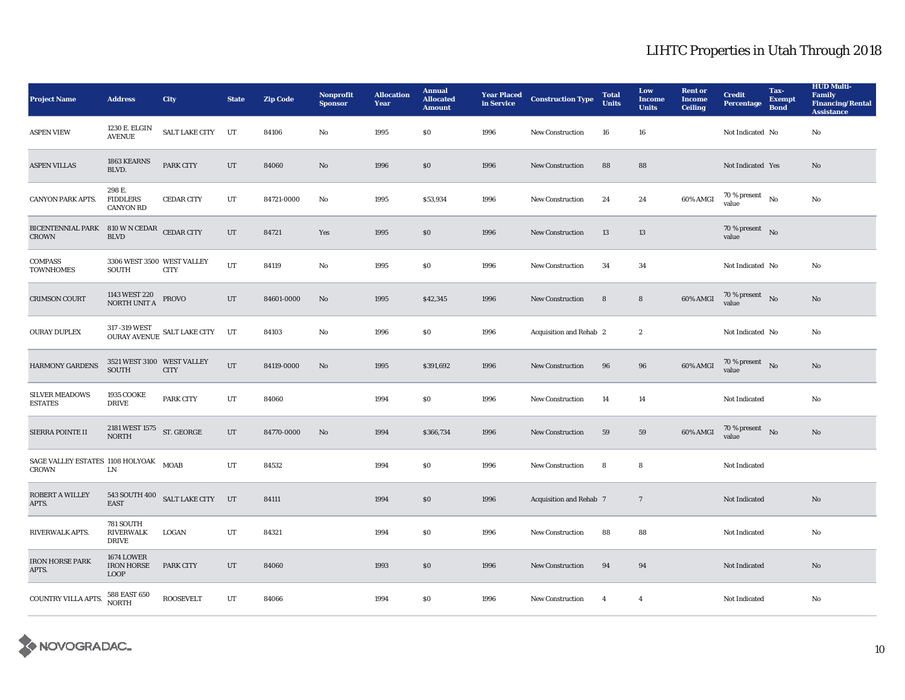# LIHTC Properties in Utah Through 2018

| Project Name | Address | City | State | Zip Code | Nonprofit Sponsor | Allocation Year | Annual Allocated Amount | Year Placed in Service | Construction Type | Total Units | Low Income Units | Rent or Income Ceiling | Credit Percentage | Tax-Exempt Bond | HUD Multi-Family Financing/Rental Assistance |
|---|---|---|---|---|---|---|---|---|---|---|---|---|---|---|---|
| ASPEN VIEW | 1230 E. ELGIN AVENUE | SALT LAKE CITY | UT | 84106 | No | 1995 | $0 | 1996 | New Construction | 16 | 16 | | Not Indicated | No | No |
| ASPEN VILLAS | 1863 KEARNS BLVD. | PARK CITY | UT | 84060 | No | 1996 | $0 | 1996 | New Construction | 88 | 88 | | Not Indicated | Yes | No |
| CANYON PARK APTS. | 298 E. FIDDLERS CANYON RD | CEDAR CITY | UT | 84721-0000 | No | 1995 | $53,934 | 1996 | New Construction | 24 | 24 | 60% AMGI | 70 % present value | No | No |
| BICENTENNIAL PARK CROWN | 810 W N CEDAR BLVD | CEDAR CITY | UT | 84721 | Yes | 1995 | $0 | 1996 | New Construction | 13 | 13 | | 70 % present value | No | |
| COMPASS TOWNHOMES | 3306 WEST 3500 SOUTH | WEST VALLEY CITY | UT | 84119 | No | 1995 | $0 | 1996 | New Construction | 34 | 34 | | Not Indicated | No | No |
| CRIMSON COURT | 1143 WEST 220 NORTH UNIT A | PROVO | UT | 84601-0000 | No | 1995 | $42,345 | 1996 | New Construction | 8 | 8 | 60% AMGI | 70 % present value | No | No |
| OURAY DUPLEX | 317-319 WEST OURAY AVENUE | SALT LAKE CITY | UT | 84103 | No | 1996 | $0 | 1996 | Acquisition and Rehab | 2 | 2 | | Not Indicated | No | No |
| HARMONY GARDENS | 3521 WEST 3100 SOUTH | WEST VALLEY CITY | UT | 84119-0000 | No | 1995 | $391,692 | 1996 | New Construction | 96 | 96 | 60% AMGI | 70 % present value | No | No |
| SILVER MEADOWS ESTATES | 1935 COOKE DRIVE | PARK CITY | UT | 84060 | | 1994 | $0 | 1996 | New Construction | 14 | 14 | | Not Indicated | | No |
| SIERRA POINTE II | 2181 WEST 1575 NORTH | ST. GEORGE | UT | 84770-0000 | No | 1994 | $366,734 | 1996 | New Construction | 59 | 59 | 60% AMGI | 70 % present value | No | No |
| SAGE VALLEY ESTATES CROWN | 1108 HOLYOAK LN | MOAB | UT | 84532 | | 1994 | $0 | 1996 | New Construction | 8 | 8 | | Not Indicated | | |
| ROBERT A WILLEY APTS. | 543 SOUTH 400 EAST | SALT LAKE CITY | UT | 84111 | | 1994 | $0 | 1996 | Acquisition and Rehab | 7 | 7 | | Not Indicated | | No |
| RIVERWALK APTS. | 781 SOUTH RIVERWALK DRIVE | LOGAN | UT | 84321 | | 1994 | $0 | 1996 | New Construction | 88 | 88 | | Not Indicated | | No |
| IRON HORSE PARK APTS. | 1674 LOWER IRON HORSE LOOP | PARK CITY | UT | 84060 | | 1993 | $0 | 1996 | New Construction | 94 | 94 | | Not Indicated | | No |
| COUNTRY VILLA APTS. | 588 EAST 650 NORTH | ROOSEVELT | UT | 84066 | | 1994 | $0 | 1996 | New Construction | 4 | 4 | | Not Indicated | | No |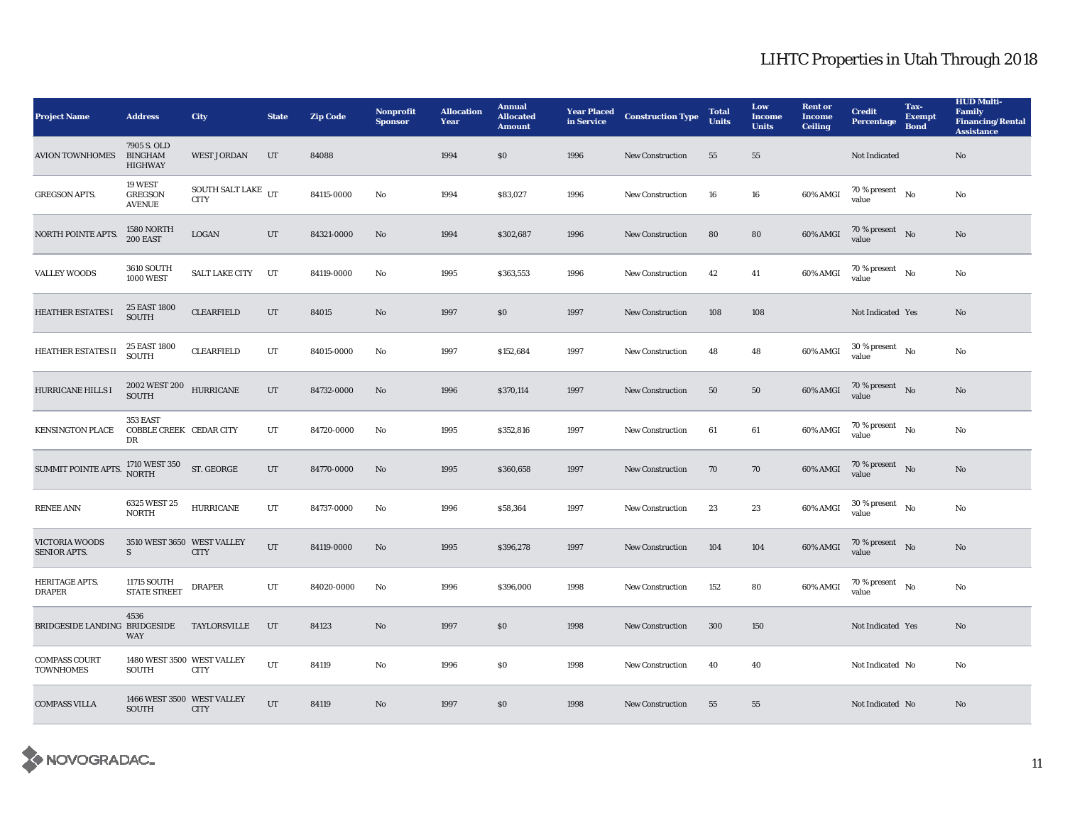# LIHTC Properties in Utah Through 2018

| Project Name | Address | City | State | Zip Code | Nonprofit Sponsor | Allocation Year | Annual Allocated Amount | Year Placed in Service | Construction Type | Total Units | Low Income Units | Rent or Income Ceiling | Credit Percentage | Tax-Exempt Bond | HUD Multi-Family Financing/Rental Assistance |
|---|---|---|---|---|---|---|---|---|---|---|---|---|---|---|---|
| AVION TOWNHOMES | 7905 S. OLD BINGHAM HIGHWAY | WEST JORDAN | UT | 84088 | | 1994 | $0 | 1996 | New Construction | 55 | 55 | | Not Indicated | | No |
| GREGSON APTS. | 19 WEST GREGSON AVENUE | SOUTH SALT LAKE CITY | UT | 84115-0000 | No | 1994 | $83,027 | 1996 | New Construction | 16 | 16 | 60% AMGI | 70 % present value | No | No |
| NORTH POINTE APTS. | 1580 NORTH 200 EAST | LOGAN | UT | 84321-0000 | No | 1994 | $302,687 | 1996 | New Construction | 80 | 80 | 60% AMGI | 70 % present value | No | No |
| VALLEY WOODS | 3610 SOUTH 1000 WEST | SALT LAKE CITY | UT | 84119-0000 | No | 1995 | $363,553 | 1996 | New Construction | 42 | 41 | 60% AMGI | 70 % present value | No | No |
| HEATHER ESTATES I | 25 EAST 1800 SOUTH | CLEARFIELD | UT | 84015 | No | 1997 | $0 | 1997 | New Construction | 108 | 108 | | Not Indicated | Yes | No |
| HEATHER ESTATES II | 25 EAST 1800 SOUTH | CLEARFIELD | UT | 84015-0000 | No | 1997 | $152,684 | 1997 | New Construction | 48 | 48 | 60% AMGI | 30 % present value | No | No |
| HURRICANE HILLS I | 2002 WEST 200 SOUTH | HURRICANE | UT | 84732-0000 | No | 1996 | $370,114 | 1997 | New Construction | 50 | 50 | 60% AMGI | 70 % present value | No | No |
| KENSINGTON PLACE | 353 EAST COBBLE CREEK DR | CEDAR CITY | UT | 84720-0000 | No | 1995 | $352,816 | 1997 | New Construction | 61 | 61 | 60% AMGI | 70 % present value | No | No |
| SUMMIT POINTE APTS. | 1710 WEST 350 NORTH | ST. GEORGE | UT | 84770-0000 | No | 1995 | $360,658 | 1997 | New Construction | 70 | 70 | 60% AMGI | 70 % present value | No | No |
| RENEE ANN | 6325 WEST 25 NORTH | HURRICANE | UT | 84737-0000 | No | 1996 | $58,364 | 1997 | New Construction | 23 | 23 | 60% AMGI | 30 % present value | No | No |
| VICTORIA WOODS SENIOR APTS. | 3510 WEST 3650 S | WEST VALLEY CITY | UT | 84119-0000 | No | 1995 | $396,278 | 1997 | New Construction | 104 | 104 | 60% AMGI | 70 % present value | No | No |
| HERITAGE APTS. DRAPER | 11715 SOUTH STATE STREET | DRAPER | UT | 84020-0000 | No | 1996 | $396,000 | 1998 | New Construction | 152 | 80 | 60% AMGI | 70 % present value | No | No |
| BRIDGESIDE LANDING | 4536 BRIDGESIDE WAY | TAYLORSVILLE | UT | 84123 | No | 1997 | $0 | 1998 | New Construction | 300 | 150 | | Not Indicated | Yes | No |
| COMPASS COURT TOWNHOMES | 1480 WEST 3500 SOUTH | WEST VALLEY CITY | UT | 84119 | No | 1996 | $0 | 1998 | New Construction | 40 | 40 | | Not Indicated | No | No |
| COMPASS VILLA | 1466 WEST 3500 SOUTH | WEST VALLEY CITY | UT | 84119 | No | 1997 | $0 | 1998 | New Construction | 55 | 55 | | Not Indicated | No | No |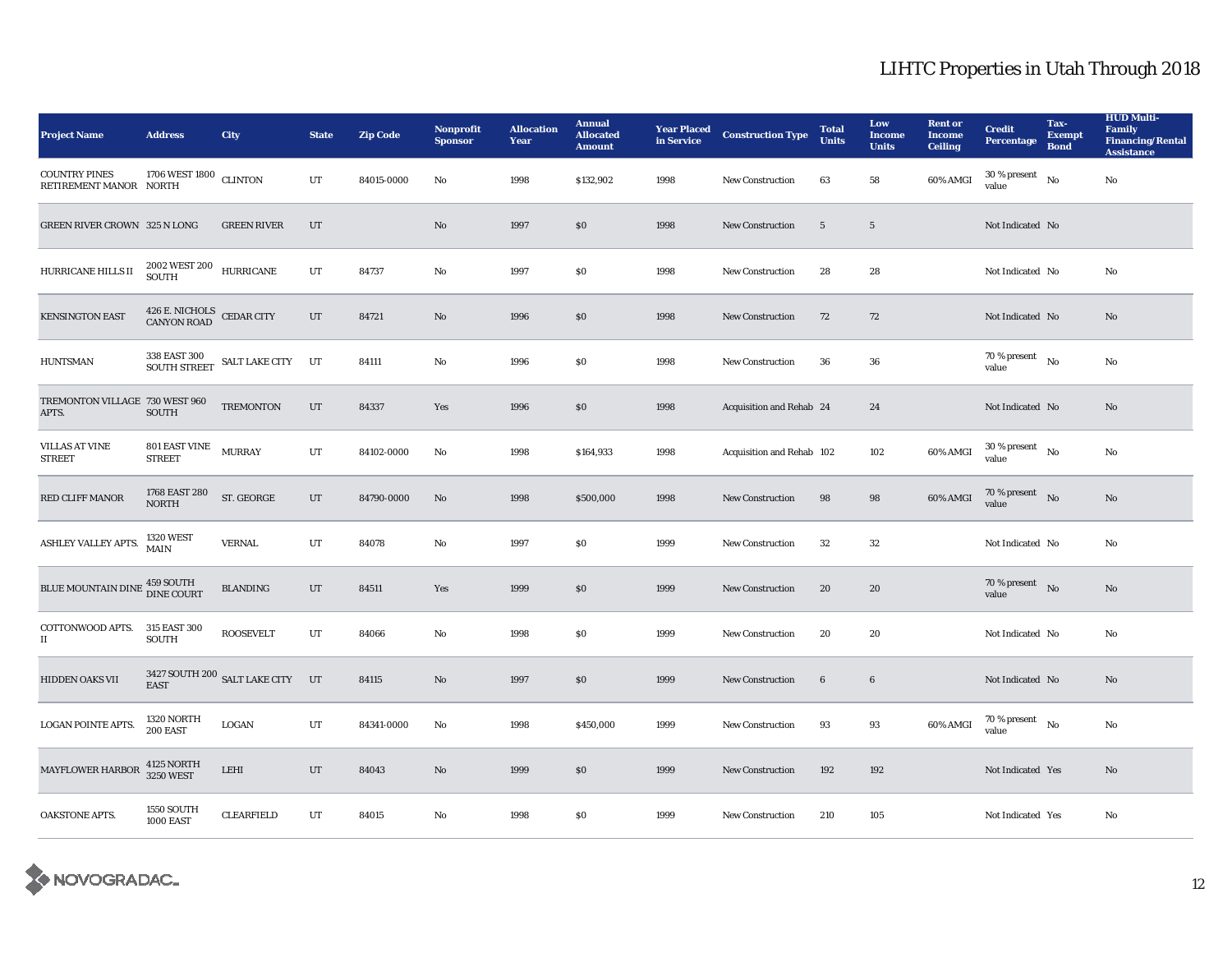# LIHTC Properties in Utah Through 2018

| Project Name | Address | City | State | Zip Code | Nonprofit Sponsor | Allocation Year | Annual Allocated Amount | Year Placed in Service | Construction Type | Total Units | Low Income Units | Rent or Income Ceiling | Credit Percentage | Tax-Exempt Bond | HUD Multi-Family Financing/Rental Assistance |
|---|---|---|---|---|---|---|---|---|---|---|---|---|---|---|---|
| COUNTRY PINES RETIREMENT MANOR | 1706 WEST 1800 NORTH | CLINTON | UT | 84015-0000 | No | 1998 | $132,902 | 1998 | New Construction | 63 | 58 | 60% AMGI | 30 % present value | No | No |
| GREEN RIVER CROWN | 325 N LONG | GREEN RIVER | UT | | No | 1997 | $0 | 1998 | New Construction | 5 | 5 | | Not Indicated | No | |
| HURRICANE HILLS II | 2002 WEST 200 SOUTH | HURRICANE | UT | 84737 | No | 1997 | $0 | 1998 | New Construction | 28 | 28 | | Not Indicated | No | No |
| KENSINGTON EAST | 426 E. NICHOLS CANYON ROAD | CEDAR CITY | UT | 84721 | No | 1996 | $0 | 1998 | New Construction | 72 | 72 | | Not Indicated | No | No |
| HUNTSMAN | 338 EAST 300 SOUTH STREET | SALT LAKE CITY | UT | 84111 | No | 1996 | $0 | 1998 | New Construction | 36 | 36 | | 70 % present value | No | No |
| TREMONTON VILLAGE APTS. | 730 WEST 960 SOUTH | TREMONTON | UT | 84337 | Yes | 1996 | $0 | 1998 | Acquisition and Rehab | 24 | 24 | | Not Indicated | No | No |
| VILLAS AT VINE STREET | 801 EAST VINE STREET | MURRAY | UT | 84102-0000 | No | 1998 | $164,933 | 1998 | Acquisition and Rehab | 102 | 102 | 60% AMGI | 30 % present value | No | No |
| RED CLIFF MANOR | 1768 EAST 280 NORTH | ST. GEORGE | UT | 84790-0000 | No | 1998 | $500,000 | 1998 | New Construction | 98 | 98 | 60% AMGI | 70 % present value | No | No |
| ASHLEY VALLEY APTS. | 1320 WEST MAIN | VERNAL | UT | 84078 | No | 1997 | $0 | 1999 | New Construction | 32 | 32 | | Not Indicated | No | No |
| BLUE MOUNTAIN DINE | 459 SOUTH DINE COURT | BLANDING | UT | 84511 | Yes | 1999 | $0 | 1999 | New Construction | 20 | 20 | | 70 % present value | No | No |
| COTTONWOOD APTS. II | 315 EAST 300 SOUTH | ROOSEVELT | UT | 84066 | No | 1998 | $0 | 1999 | New Construction | 20 | 20 | | Not Indicated | No | No |
| HIDDEN OAKS VII | 3427 SOUTH 200 EAST | SALT LAKE CITY | UT | 84115 | No | 1997 | $0 | 1999 | New Construction | 6 | 6 | | Not Indicated | No | No |
| LOGAN POINTE APTS. | 1320 NORTH 200 EAST | LOGAN | UT | 84341-0000 | No | 1998 | $450,000 | 1999 | New Construction | 93 | 93 | 60% AMGI | 70 % present value | No | No |
| MAYFLOWER HARBOR | 4125 NORTH 3250 WEST | LEHI | UT | 84043 | No | 1999 | $0 | 1999 | New Construction | 192 | 192 | | Not Indicated | Yes | No |
| OAKSTONE APTS. | 1550 SOUTH 1000 EAST | CLEARFIELD | UT | 84015 | No | 1998 | $0 | 1999 | New Construction | 210 | 105 | | Not Indicated | Yes | No |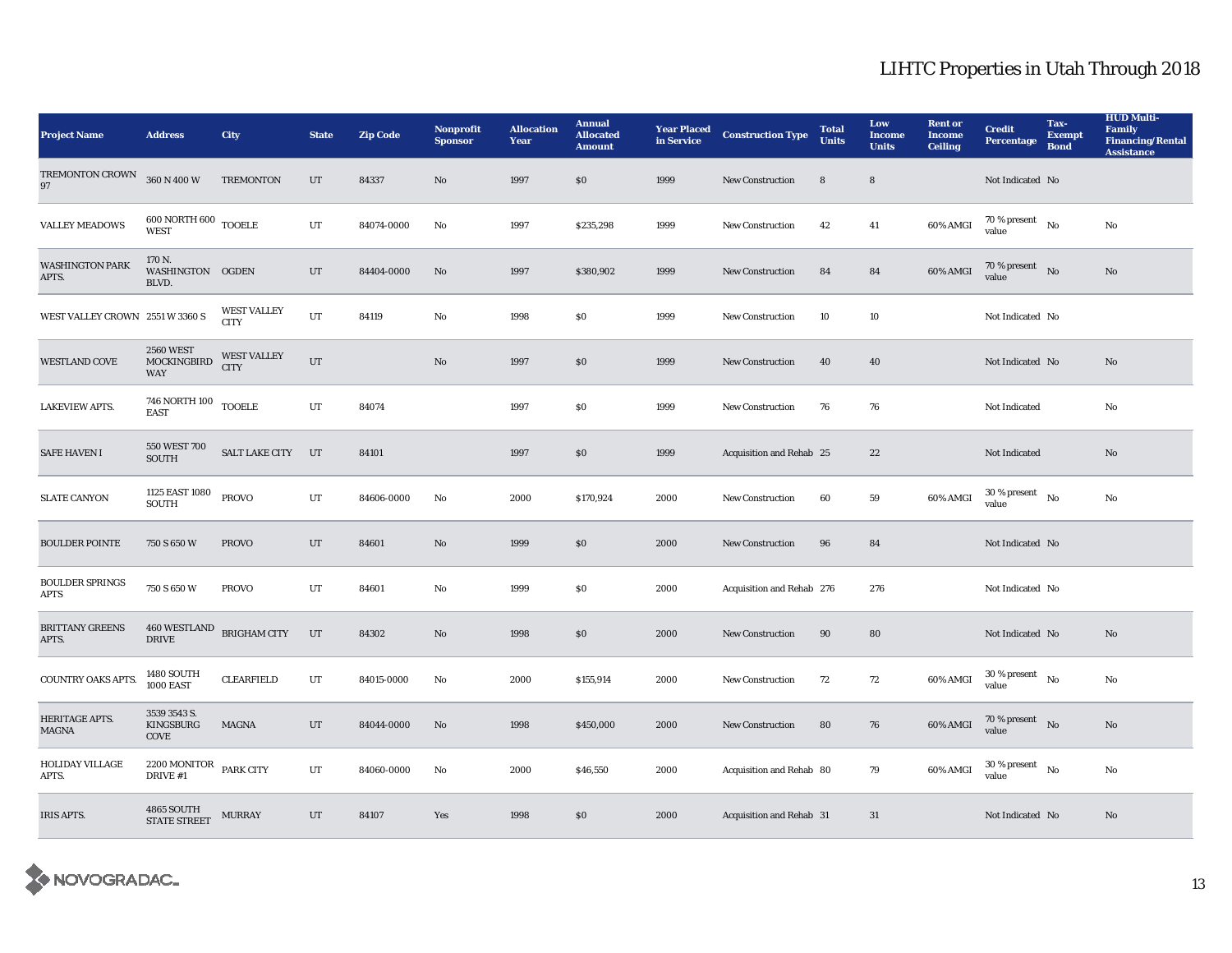# LIHTC Properties in Utah Through 2018

| Project Name | Address | City | State | Zip Code | Nonprofit Sponsor | Allocation Year | Annual Allocated Amount | Year Placed in Service | Construction Type | Total Units | Low Income Units | Rent or Income Ceiling | Credit Percentage | Tax-Exempt Bond | HUD Multi-Family Financing/Rental Assistance |
|---|---|---|---|---|---|---|---|---|---|---|---|---|---|---|---|
| TREMONTON CROWN 97 | 360 N 400 W | TREMONTON | UT | 84337 | No | 1997 | $0 | 1999 | New Construction | 8 | 8 | | Not Indicated | No | |
| VALLEY MEADOWS | 600 NORTH 600 WEST | TOOELE | UT | 84074-0000 | No | 1997 | $235,298 | 1999 | New Construction | 42 | 41 | 60% AMGI | 70 % present value | No | No |
| WASHINGTON PARK APTS. | 170 N. WASHINGTON BLVD. | OGDEN | UT | 84404-0000 | No | 1997 | $380,902 | 1999 | New Construction | 84 | 84 | 60% AMGI | 70 % present value | No | No |
| WEST VALLEY CROWN | 2551 W 3360 S | WEST VALLEY CITY | UT | 84119 | No | 1998 | $0 | 1999 | New Construction | 10 | 10 | | Not Indicated | No | |
| WESTLAND COVE | 2560 WEST MOCKINGBIRD WAY | WEST VALLEY CITY | UT | | No | 1997 | $0 | 1999 | New Construction | 40 | 40 | | Not Indicated | No | No |
| LAKEVIEW APTS. | 746 NORTH 100 EAST | TOOELE | UT | 84074 | | 1997 | $0 | 1999 | New Construction | 76 | 76 | | Not Indicated | | No |
| SAFE HAVEN I | 550 WEST 700 SOUTH | SALT LAKE CITY | UT | 84101 | | 1997 | $0 | 1999 | Acquisition and Rehab | 25 | 22 | | Not Indicated | | No |
| SLATE CANYON | 1125 EAST 1080 SOUTH | PROVO | UT | 84606-0000 | No | 2000 | $170,924 | 2000 | New Construction | 60 | 59 | 60% AMGI | 30 % present value | No | No |
| BOULDER POINTE | 750 S 650 W | PROVO | UT | 84601 | No | 1999 | $0 | 2000 | New Construction | 96 | 84 | | Not Indicated | No | |
| BOULDER SPRINGS APTS | 750 S 650 W | PROVO | UT | 84601 | No | 1999 | $0 | 2000 | Acquisition and Rehab | 276 | 276 | | Not Indicated | No | |
| BRITTANY GREENS APTS. | 460 WESTLAND DRIVE | BRIGHAM CITY | UT | 84302 | No | 1998 | $0 | 2000 | New Construction | 90 | 80 | | Not Indicated | No | No |
| COUNTRY OAKS APTS. | 1480 SOUTH 1000 EAST | CLEARFIELD | UT | 84015-0000 | No | 2000 | $155,914 | 2000 | New Construction | 72 | 72 | 60% AMGI | 30 % present value | No | No |
| HERITAGE APTS. MAGNA | 3539 3543 S. KINGSBURG COVE | MAGNA | UT | 84044-0000 | No | 1998 | $450,000 | 2000 | New Construction | 80 | 76 | 60% AMGI | 70 % present value | No | No |
| HOLIDAY VILLAGE APTS. | 2200 MONITOR DRIVE #1 | PARK CITY | UT | 84060-0000 | No | 2000 | $46,550 | 2000 | Acquisition and Rehab | 80 | 79 | 60% AMGI | 30 % present value | No | No |
| IRIS APTS. | 4865 SOUTH STATE STREET | MURRAY | UT | 84107 | Yes | 1998 | $0 | 2000 | Acquisition and Rehab | 31 | 31 | | Not Indicated | No | No |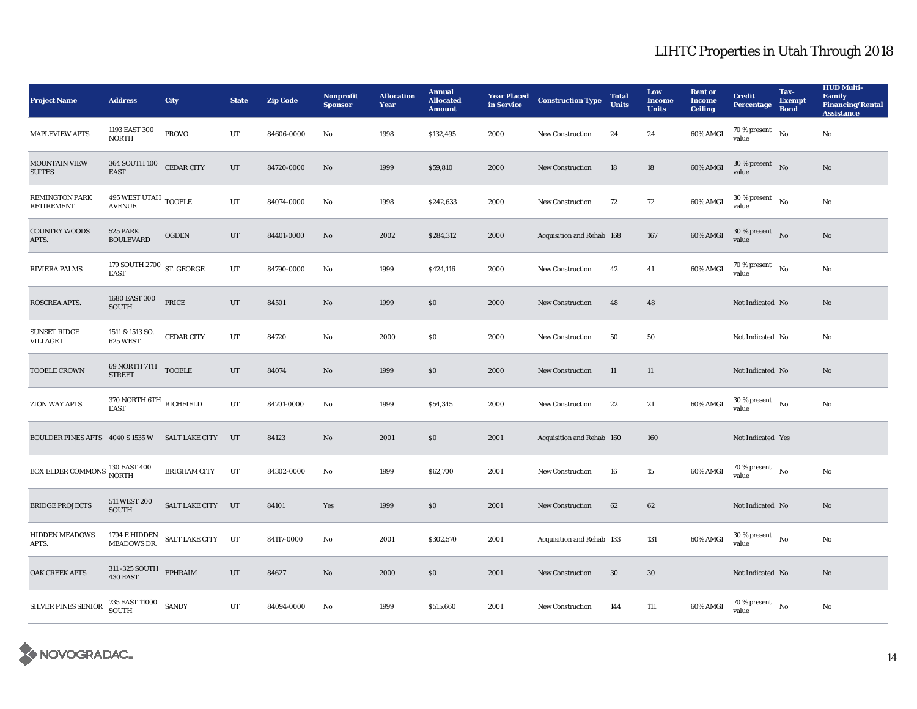# LIHTC Properties in Utah Through 2018

| Project Name | Address | City | State | Zip Code | Nonprofit Sponsor | Allocation Year | Annual Allocated Amount | Year Placed in Service | Construction Type | Total Units | Low Income Units | Rent or Income Ceiling | Credit Percentage | Tax-Exempt Bond | HUD Multi-Family Financing/Rental Assistance |
|---|---|---|---|---|---|---|---|---|---|---|---|---|---|---|---|
| MAPLEVIEW APTS. | 1193 EAST 300 NORTH | PROVO | UT | 84606-0000 | No | 1998 | $132,495 | 2000 | New Construction | 24 | 24 | 60% AMGI | 70 % present value | No | No |
| MOUNTAIN VIEW SUITES | 364 SOUTH 100 EAST | CEDAR CITY | UT | 84720-0000 | No | 1999 | $59,810 | 2000 | New Construction | 18 | 18 | 60% AMGI | 30 % present value | No | No |
| REMINGTON PARK RETIREMENT | 495 WEST UTAH AVENUE | TOOELE | UT | 84074-0000 | No | 1998 | $242,633 | 2000 | New Construction | 72 | 72 | 60% AMGI | 30 % present value | No | No |
| COUNTRY WOODS APTS. | 525 PARK BOULEVARD | OGDEN | UT | 84401-0000 | No | 2002 | $284,312 | 2000 | Acquisition and Rehab | 168 | 167 | 60% AMGI | 30 % present value | No | No |
| RIVIERA PALMS | 179 SOUTH 2700 EAST | ST. GEORGE | UT | 84790-0000 | No | 1999 | $424,116 | 2000 | New Construction | 42 | 41 | 60% AMGI | 70 % present value | No | No |
| ROSCREA APTS. | 1680 EAST 300 SOUTH | PRICE | UT | 84501 | No | 1999 | $0 | 2000 | New Construction | 48 | 48 | | Not Indicated | No | No |
| SUNSET RIDGE VILLAGE I | 1511 & 1513 SO. 625 WEST | CEDAR CITY | UT | 84720 | No | 2000 | $0 | 2000 | New Construction | 50 | 50 | | Not Indicated | No | No |
| TOOELE CROWN | 69 NORTH 7TH STREET | TOOELE | UT | 84074 | No | 1999 | $0 | 2000 | New Construction | 11 | 11 | | Not Indicated | No | No |
| ZION WAY APTS. | 370 NORTH 6TH EAST | RICHFIELD | UT | 84701-0000 | No | 1999 | $54,345 | 2000 | New Construction | 22 | 21 | 60% AMGI | 30 % present value | No | No |
| BOULDER PINES APTS | 4040 S 1535 W | SALT LAKE CITY | UT | 84123 | No | 2001 | $0 | 2001 | Acquisition and Rehab | 160 | 160 | | Not Indicated | Yes | |
| BOX ELDER COMMONS | 130 EAST 400 NORTH | BRIGHAM CITY | UT | 84302-0000 | No | 1999 | $62,700 | 2001 | New Construction | 16 | 15 | 60% AMGI | 70 % present value | No | No |
| BRIDGE PROJECTS | 511 WEST 200 SOUTH | SALT LAKE CITY | UT | 84101 | Yes | 1999 | $0 | 2001 | New Construction | 62 | 62 | | Not Indicated | No | No |
| HIDDEN MEADOWS APTS. | 1794 E HIDDEN MEADOWS DR. | SALT LAKE CITY | UT | 84117-0000 | No | 2001 | $302,570 | 2001 | Acquisition and Rehab | 133 | 131 | 60% AMGI | 30 % present value | No | No |
| OAK CREEK APTS. | 311 -325 SOUTH 430 EAST | EPHRAIM | UT | 84627 | No | 2000 | $0 | 2001 | New Construction | 30 | 30 | | Not Indicated | No | No |
| SILVER PINES SENIOR | 735 EAST 11000 SOUTH | SANDY | UT | 84094-0000 | No | 1999 | $515,660 | 2001 | New Construction | 144 | 111 | 60% AMGI | 70 % present value | No | No |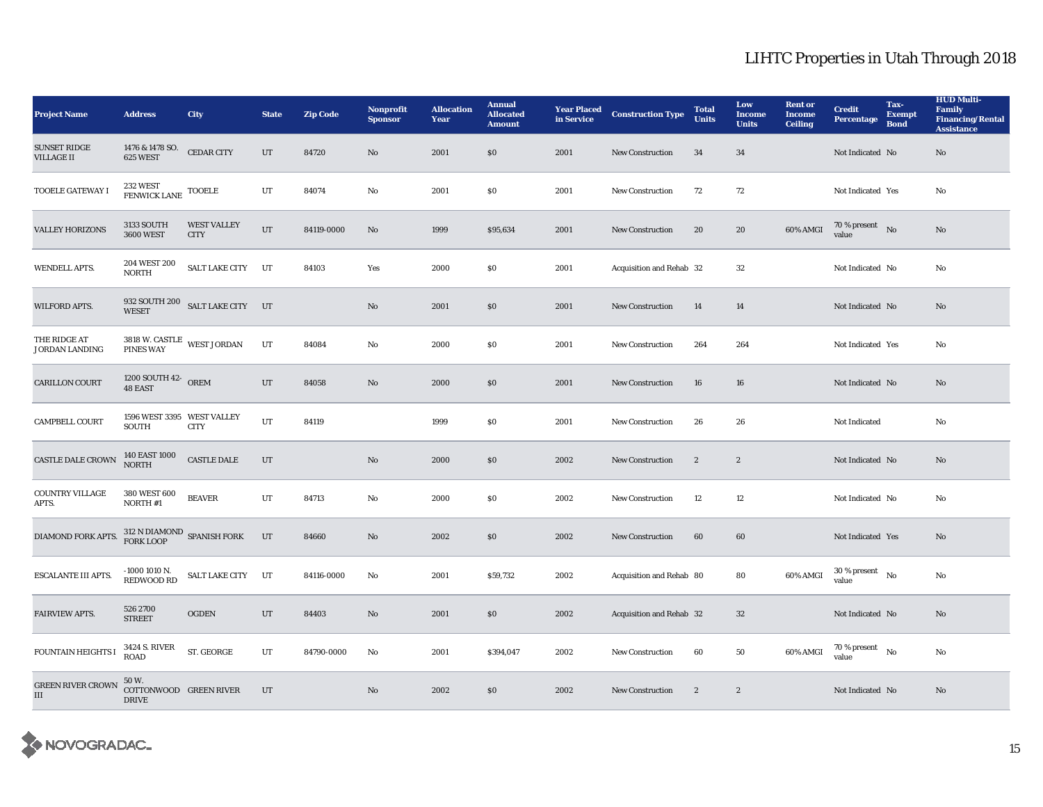# LIHTC Properties in Utah Through 2018

| Project Name | Address | City | State | Zip Code | Nonprofit Sponsor | Allocation Year | Annual Allocated Amount | Year Placed in Service | Construction Type | Total Units | Low Income Units | Rent or Income Ceiling | Credit Percentage | Tax-Exempt Bond | HUD Multi-Family Financing/Rental Assistance |
|---|---|---|---|---|---|---|---|---|---|---|---|---|---|---|---|
| SUNSET RIDGE VILLAGE II | 1476 & 1478 SO. 625 WEST | CEDAR CITY | UT | 84720 | No | 2001 | $0 | 2001 | New Construction | 34 | 34 | | Not Indicated | No | No |
| TOOELE GATEWAY I | 232 WEST FENWICK LANE | TOOELE | UT | 84074 | No | 2001 | $0 | 2001 | New Construction | 72 | 72 | | Not Indicated | Yes | No |
| VALLEY HORIZONS | 3133 SOUTH 3600 WEST | WEST VALLEY CITY | UT | 84119-0000 | No | 1999 | $95,634 | 2001 | New Construction | 20 | 20 | 60% AMGI | 70 % present value | No | No |
| WENDELL APTS. | 204 WEST 200 NORTH | SALT LAKE CITY | UT | 84103 | Yes | 2000 | $0 | 2001 | Acquisition and Rehab | 32 | 32 | | Not Indicated | No | No |
| WILFORD APTS. | 932 SOUTH 200 WESET | SALT LAKE CITY | UT | | No | 2001 | $0 | 2001 | New Construction | 14 | 14 | | Not Indicated | No | No |
| THE RIDGE AT JORDAN LANDING | 3818 W. CASTLE PINES WAY | WEST JORDAN | UT | 84084 | No | 2000 | $0 | 2001 | New Construction | 264 | 264 | | Not Indicated | Yes | No |
| CARILLON COURT | 1200 SOUTH 42-48 EAST | OREM | UT | 84058 | No | 2000 | $0 | 2001 | New Construction | 16 | 16 | | Not Indicated | No | No |
| CAMPBELL COURT | 1596 WEST 3395 SOUTH | WEST VALLEY CITY | UT | 84119 | | 1999 | $0 | 2001 | New Construction | 26 | 26 | | Not Indicated | | No |
| CASTLE DALE CROWN | 140 EAST 1000 NORTH | CASTLE DALE | UT | | No | 2000 | $0 | 2002 | New Construction | 2 | 2 | | Not Indicated | No | No |
| COUNTRY VILLAGE APTS. | 380 WEST 600 NORTH #1 | BEAVER | UT | 84713 | No | 2000 | $0 | 2002 | New Construction | 12 | 12 | | Not Indicated | No | No |
| DIAMOND FORK APTS. | 312 N DIAMOND FORK LOOP | SPANISH FORK | UT | 84660 | No | 2002 | $0 | 2002 | New Construction | 60 | 60 | | Not Indicated | Yes | No |
| ESCALANTE III APTS. | -1000 1010 N. REDWOOD RD | SALT LAKE CITY | UT | 84116-0000 | No | 2001 | $59,732 | 2002 | Acquisition and Rehab | 80 | 80 | 60% AMGI | 30 % present value | No | No |
| FAIRVIEW APTS. | 526 2700 STREET | OGDEN | UT | 84403 | No | 2001 | $0 | 2002 | Acquisition and Rehab | 32 | 32 | | Not Indicated | No | No |
| FOUNTAIN HEIGHTS I | 3424 S. RIVER ROAD | ST. GEORGE | UT | 84790-0000 | No | 2001 | $394,047 | 2002 | New Construction | 60 | 50 | 60% AMGI | 70 % present value | No | No |
| GREEN RIVER CROWN III | 50 W. COTTONWOOD DRIVE | GREEN RIVER | UT | | No | 2002 | $0 | 2002 | New Construction | 2 | 2 | | Not Indicated | No | No |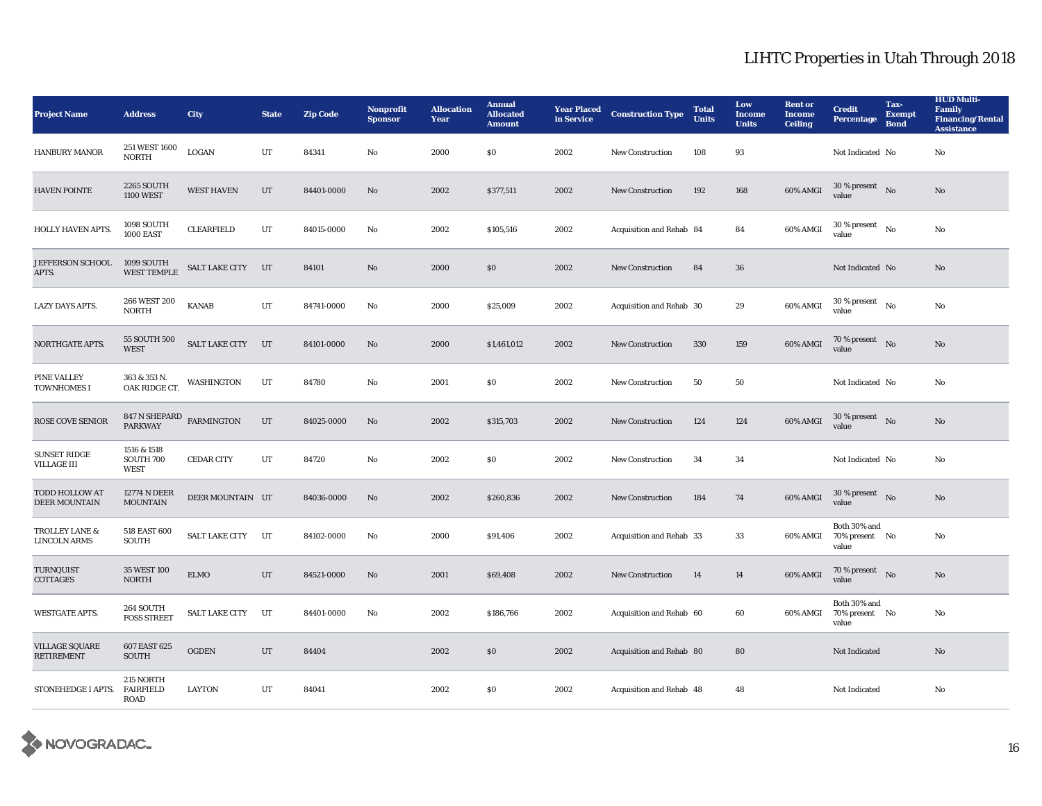# LIHTC Properties in Utah Through 2018

| Project Name | Address | City | State | Zip Code | Nonprofit Sponsor | Allocation Year | Annual Allocated Amount | Year Placed in Service | Construction Type | Total Units | Low Income Units | Rent or Income Ceiling | Credit Percentage | Tax-Exempt Bond | HUD Multi-Family Financing/Rental Assistance |
|---|---|---|---|---|---|---|---|---|---|---|---|---|---|---|---|
| HANBURY MANOR | 251 WEST 1600 NORTH | LOGAN | UT | 84341 | No | 2000 | $0 | 2002 | New Construction | 108 | 93 | | Not Indicated | No | No |
| HAVEN POINTE | 2265 SOUTH 1100 WEST | WEST HAVEN | UT | 84401-0000 | No | 2002 | $377,511 | 2002 | New Construction | 192 | 168 | 60% AMGI | 30 % present value | No | No |
| HOLLY HAVEN APTS. | 1098 SOUTH 1000 EAST | CLEARFIELD | UT | 84015-0000 | No | 2002 | $105,516 | 2002 | Acquisition and Rehab | 84 | 84 | 60% AMGI | 30 % present value | No | No |
| JEFFERSON SCHOOL APTS. | 1099 SOUTH WEST TEMPLE | SALT LAKE CITY | UT | 84101 | No | 2000 | $0 | 2002 | New Construction | 84 | 36 | | Not Indicated | No | No |
| LAZY DAYS APTS. | 266 WEST 200 NORTH | KANAB | UT | 84741-0000 | No | 2000 | $25,009 | 2002 | Acquisition and Rehab | 30 | 29 | 60% AMGI | 30 % present value | No | No |
| NORTHGATE APTS. | 55 SOUTH 500 WEST | SALT LAKE CITY | UT | 84101-0000 | No | 2000 | $1,461,012 | 2002 | New Construction | 330 | 159 | 60% AMGI | 70 % present value | No | No |
| PINE VALLEY TOWNHOMES I | 363 & 353 N. OAK RIDGE CT. | WASHINGTON | UT | 84780 | No | 2001 | $0 | 2002 | New Construction | 50 | 50 | | Not Indicated | No | No |
| ROSE COVE SENIOR | 847 N SHEPARD PARKWAY | FARMINGTON | UT | 84025-0000 | No | 2002 | $315,703 | 2002 | New Construction | 124 | 124 | 60% AMGI | 30 % present value | No | No |
| SUNSET RIDGE VILLAGE III | 1516 & 1518 SOUTH 700 WEST | CEDAR CITY | UT | 84720 | No | 2002 | $0 | 2002 | New Construction | 34 | 34 | | Not Indicated | No | No |
| TODD HOLLOW AT DEER MOUNTAIN | 12774 N DEER MOUNTAIN | DEER MOUNTAIN | UT | 84036-0000 | No | 2002 | $260,836 | 2002 | New Construction | 184 | 74 | 60% AMGI | 30 % present value | No | No |
| TROLLEY LANE & LINCOLN ARMS | 518 EAST 600 SOUTH | SALT LAKE CITY | UT | 84102-0000 | No | 2000 | $91,406 | 2002 | Acquisition and Rehab | 33 | 33 | 60% AMGI | Both 30% and 70% present value | No | No |
| TURNQUIST COTTAGES | 35 WEST 100 NORTH | ELMO | UT | 84521-0000 | No | 2001 | $69,408 | 2002 | New Construction | 14 | 14 | 60% AMGI | 70 % present value | No | No |
| WESTGATE APTS. | 264 SOUTH FOSS STREET | SALT LAKE CITY | UT | 84401-0000 | No | 2002 | $186,766 | 2002 | Acquisition and Rehab | 60 | 60 | 60% AMGI | Both 30% and 70% present value | No | No |
| VILLAGE SQUARE RETIREMENT | 607 EAST 625 SOUTH | OGDEN | UT | 84404 | | 2002 | $0 | 2002 | Acquisition and Rehab | 80 | 80 | | Not Indicated | | No |
| STONEHEDGE I APTS. | 215 NORTH FAIRFIELD ROAD | LAYTON | UT | 84041 | | 2002 | $0 | 2002 | Acquisition and Rehab | 48 | 48 | | Not Indicated | | No |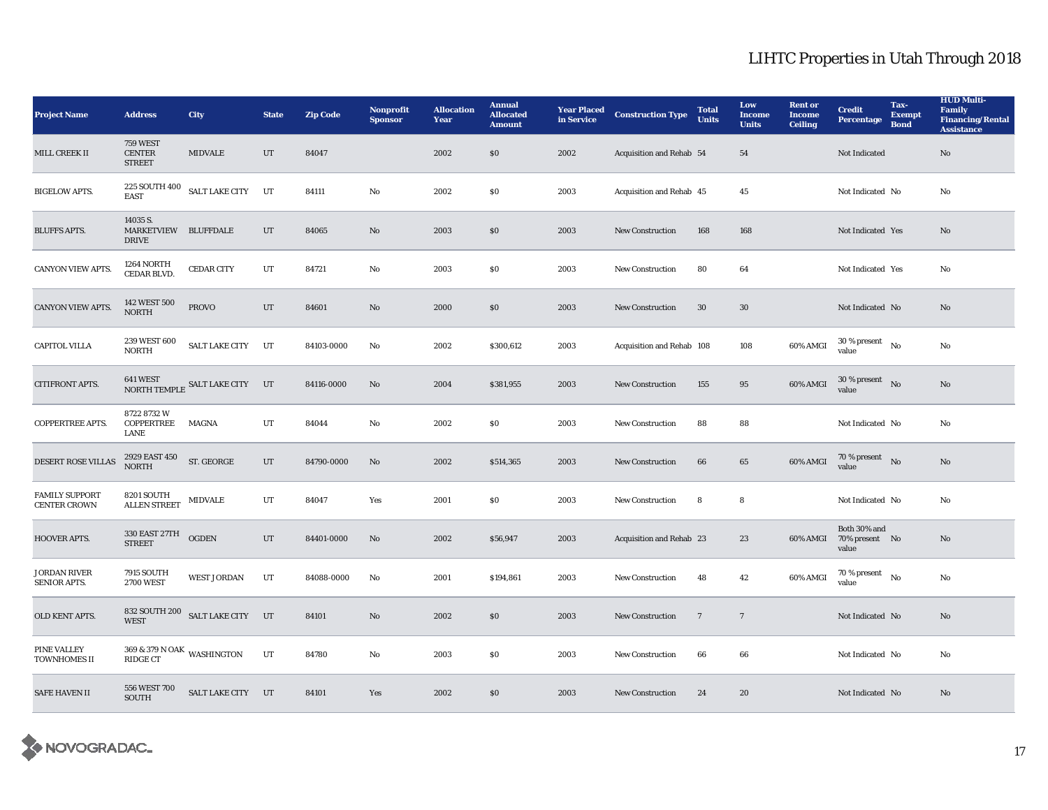# LIHTC Properties in Utah Through 2018

| Project Name | Address | City | State | Zip Code | Nonprofit Sponsor | Allocation Year | Annual Allocated Amount | Year Placed in Service | Construction Type | Total Units | Low Income Units | Rent or Income Ceiling | Credit Percentage | Tax-Exempt Bond | HUD Multi-Family Financing/Rental Assistance |
|---|---|---|---|---|---|---|---|---|---|---|---|---|---|---|---|
| MILL CREEK II | 759 WEST CENTER STREET | MIDVALE | UT | 84047 | | 2002 | $0 | 2002 | Acquisition and Rehab | 54 | 54 | | Not Indicated | | No |
| BIGELOW APTS. | 225 SOUTH 400 EAST | SALT LAKE CITY | UT | 84111 | No | 2002 | $0 | 2003 | Acquisition and Rehab | 45 | 45 | | Not Indicated | No | No |
| BLUFFS APTS. | 14035 S. MARKETVIEW DRIVE | BLUFFDALE | UT | 84065 | No | 2003 | $0 | 2003 | New Construction | 168 | 168 | | Not Indicated | Yes | No |
| CANYON VIEW APTS. | 1264 NORTH CEDAR BLVD. | CEDAR CITY | UT | 84721 | No | 2003 | $0 | 2003 | New Construction | 80 | 64 | | Not Indicated | Yes | No |
| CANYON VIEW APTS. | 142 WEST 500 NORTH | PROVO | UT | 84601 | No | 2000 | $0 | 2003 | New Construction | 30 | 30 | | Not Indicated | No | No |
| CAPITOL VILLA | 239 WEST 600 NORTH | SALT LAKE CITY | UT | 84103-0000 | No | 2002 | $300,612 | 2003 | Acquisition and Rehab | 108 | 108 | 60% AMGI | 30 % present value | No | No |
| CITIFRONT APTS. | 641 WEST NORTH TEMPLE | SALT LAKE CITY | UT | 84116-0000 | No | 2004 | $381,955 | 2003 | New Construction | 155 | 95 | 60% AMGI | 30 % present value | No | No |
| COPPERTREE APTS. | 8722 8732 W COPPERTREE LANE | MAGNA | UT | 84044 | No | 2002 | $0 | 2003 | New Construction | 88 | 88 | | Not Indicated | No | No |
| DESERT ROSE VILLAS | 2929 EAST 450 NORTH | ST. GEORGE | UT | 84790-0000 | No | 2002 | $514,365 | 2003 | New Construction | 66 | 65 | 60% AMGI | 70 % present value | No | No |
| FAMILY SUPPORT CENTER CROWN | 8201 SOUTH ALLEN STREET | MIDVALE | UT | 84047 | Yes | 2001 | $0 | 2003 | New Construction | 8 | 8 | | Not Indicated | No | No |
| HOOVER APTS. | 330 EAST 27TH STREET | OGDEN | UT | 84401-0000 | No | 2002 | $56,947 | 2003 | Acquisition and Rehab | 23 | 23 | 60% AMGI | Both 30% and 70% present value | No | No |
| JORDAN RIVER SENIOR APTS. | 7915 SOUTH 2700 WEST | WEST JORDAN | UT | 84088-0000 | No | 2001 | $194,861 | 2003 | New Construction | 48 | 42 | 60% AMGI | 70 % present value | No | No |
| OLD KENT APTS. | 832 SOUTH 200 WEST | SALT LAKE CITY | UT | 84101 | No | 2002 | $0 | 2003 | New Construction | 7 | 7 | | Not Indicated | No | No |
| PINE VALLEY TOWNHOMES II | 369 & 379 N OAK RIDGE CT | WASHINGTON | UT | 84780 | No | 2003 | $0 | 2003 | New Construction | 66 | 66 | | Not Indicated | No | No |
| SAFE HAVEN II | 556 WEST 700 SOUTH | SALT LAKE CITY | UT | 84101 | Yes | 2002 | $0 | 2003 | New Construction | 24 | 20 | | Not Indicated | No | No |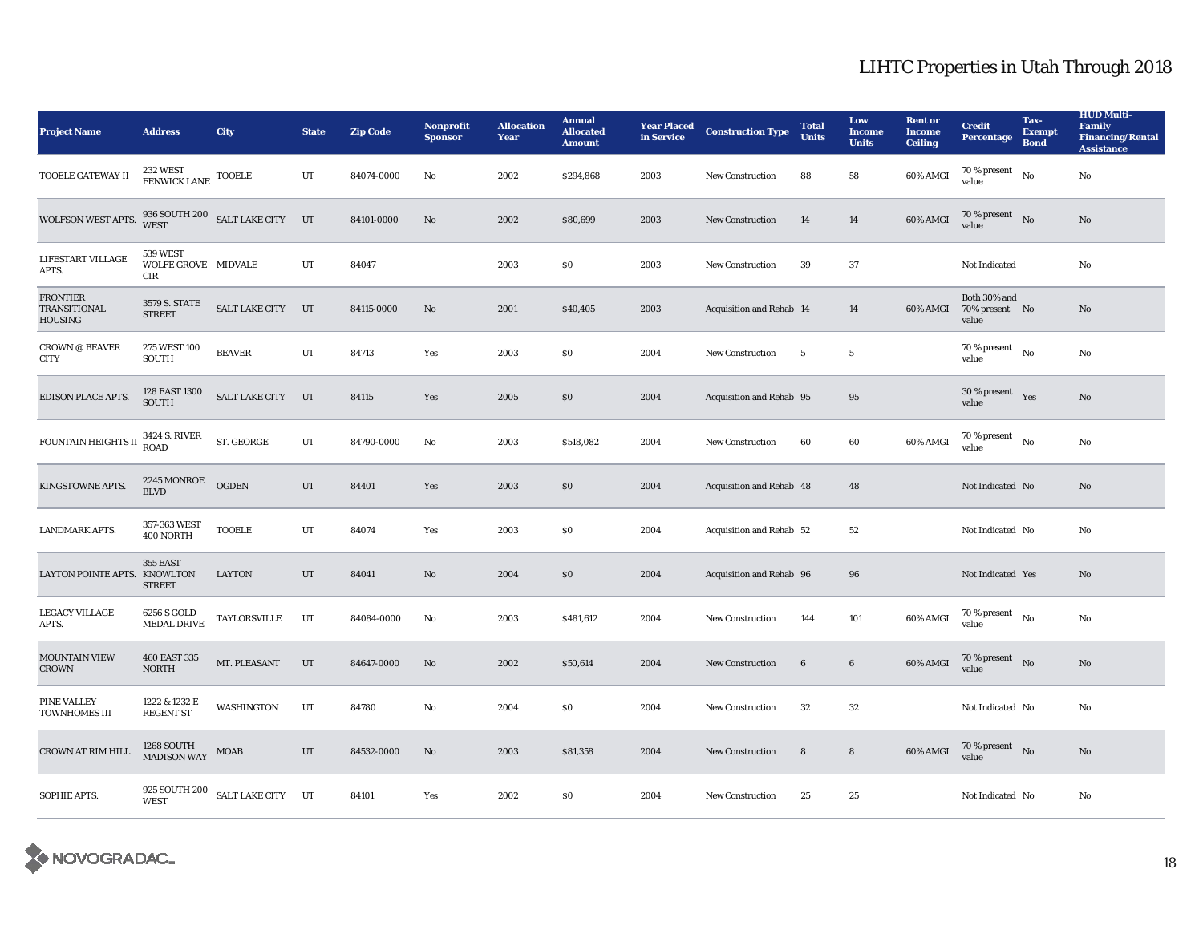# LIHTC Properties in Utah Through 2018

| Project Name | Address | City | State | Zip Code | Nonprofit Sponsor | Allocation Year | Annual Allocated Amount | Year Placed in Service | Construction Type | Total Units | Low Income Units | Rent or Income Ceiling | Credit Percentage | Tax-Exempt Bond | HUD Multi-Family Financing/Rental Assistance |
|---|---|---|---|---|---|---|---|---|---|---|---|---|---|---|---|
| TOOELE GATEWAY II | 232 WEST FENWICK LANE | TOOELE | UT | 84074-0000 | No | 2002 | $294,868 | 2003 | New Construction | 88 | 58 | 60% AMGI | 70 % present value | No | No |
| WOLFSON WEST APTS. | 936 SOUTH 200 WEST | SALT LAKE CITY | UT | 84101-0000 | No | 2002 | $80,699 | 2003 | New Construction | 14 | 14 | 60% AMGI | 70 % present value | No | No |
| LIFESTART VILLAGE APTS. | 539 WEST WOLFE GROVE CIR | MIDVALE | UT | 84047 | | 2003 | $0 | 2003 | New Construction | 39 | 37 | | Not Indicated | | No |
| FRONTIER TRANSITIONAL HOUSING | 3579 S. STATE STREET | SALT LAKE CITY | UT | 84115-0000 | No | 2001 | $40,405 | 2003 | Acquisition and Rehab | 14 | 14 | 60% AMGI | Both 30% and 70% present value | No | No |
| CROWN @ BEAVER CITY | 275 WEST 100 SOUTH | BEAVER | UT | 84713 | Yes | 2003 | $0 | 2004 | New Construction | 5 | 5 | | 70 % present value | No | No |
| EDISON PLACE APTS. | 128 EAST 1300 SOUTH | SALT LAKE CITY | UT | 84115 | Yes | 2005 | $0 | 2004 | Acquisition and Rehab | 95 | 95 | | 30 % present value | Yes | No |
| FOUNTAIN HEIGHTS II | 3424 S. RIVER ROAD | ST. GEORGE | UT | 84790-0000 | No | 2003 | $518,082 | 2004 | New Construction | 60 | 60 | 60% AMGI | 70 % present value | No | No |
| KINGSTOWNE APTS. | 2245 MONROE BLVD | OGDEN | UT | 84401 | Yes | 2003 | $0 | 2004 | Acquisition and Rehab | 48 | 48 | | Not Indicated | No | No |
| LANDMARK APTS. | 357-363 WEST 400 NORTH | TOOELE | UT | 84074 | Yes | 2003 | $0 | 2004 | Acquisition and Rehab | 52 | 52 | | Not Indicated | No | No |
| LAYTON POINTE APTS. | 355 EAST KNOWLTON STREET | LAYTON | UT | 84041 | No | 2004 | $0 | 2004 | Acquisition and Rehab | 96 | 96 | | Not Indicated | Yes | No |
| LEGACY VILLAGE APTS. | 6256 S GOLD MEDAL DRIVE | TAYLORSVILLE | UT | 84084-0000 | No | 2003 | $481,612 | 2004 | New Construction | 144 | 101 | 60% AMGI | 70 % present value | No | No |
| MOUNTAIN VIEW CROWN | 460 EAST 335 NORTH | MT. PLEASANT | UT | 84647-0000 | No | 2002 | $50,614 | 2004 | New Construction | 6 | 6 | 60% AMGI | 70 % present value | No | No |
| PINE VALLEY TOWNHOMES III | 1222 & 1232 E REGENT ST | WASHINGTON | UT | 84780 | No | 2004 | $0 | 2004 | New Construction | 32 | 32 | | Not Indicated | No | No |
| CROWN AT RIM HILL | 1268 SOUTH MADISON WAY | MOAB | UT | 84532-0000 | No | 2003 | $81,358 | 2004 | New Construction | 8 | 8 | 60% AMGI | 70 % present value | No | No |
| SOPHIE APTS. | 925 SOUTH 200 WEST | SALT LAKE CITY | UT | 84101 | Yes | 2002 | $0 | 2004 | New Construction | 25 | 25 | | Not Indicated | No | No |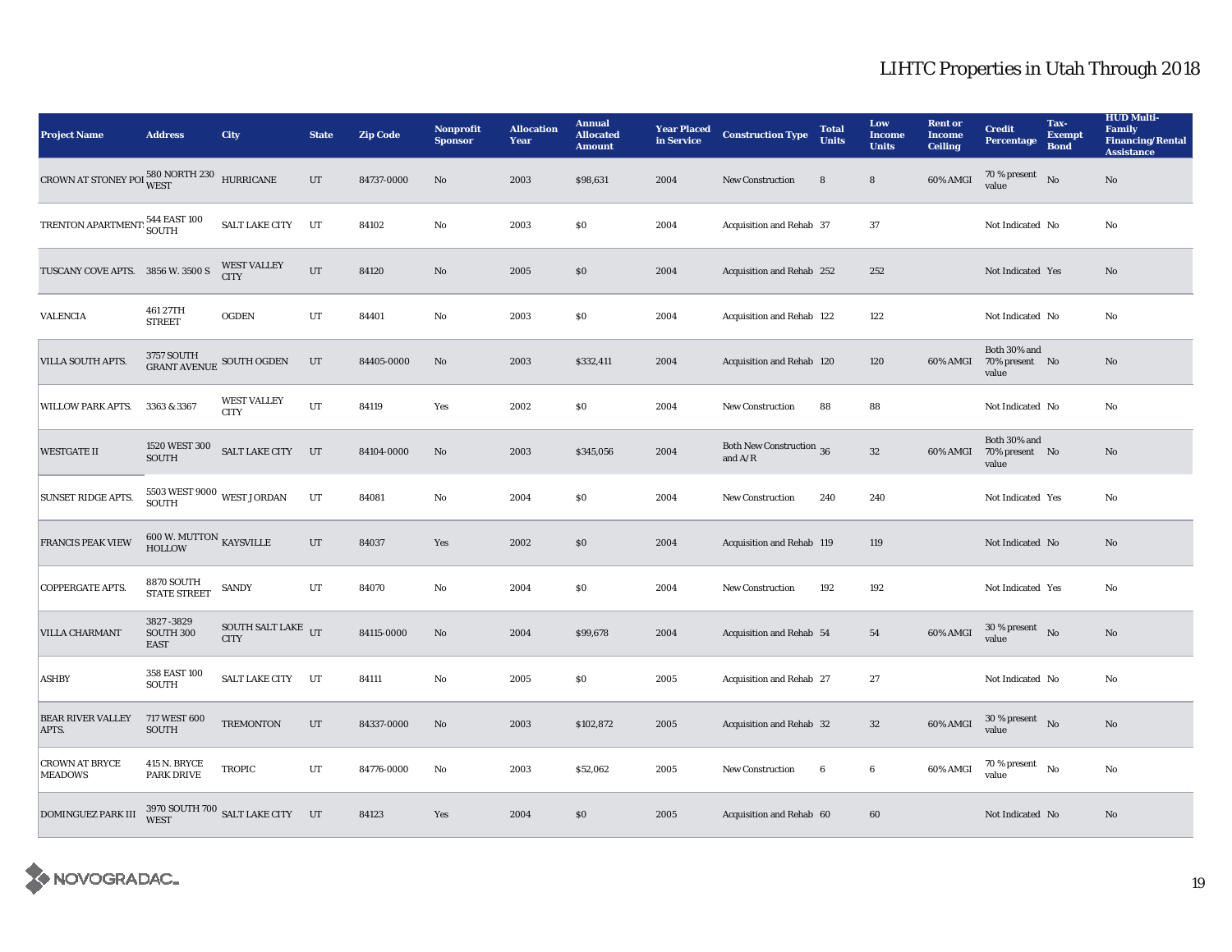# LIHTC Properties in Utah Through 2018

| Project Name | Address | City | State | Zip Code | Nonprofit Sponsor | Allocation Year | Annual Allocated Amount | Year Placed in Service | Construction Type | Total Units | Low Income Units | Rent or Income Ceiling | Credit Percentage | Tax-Exempt Bond | HUD Multi-Family Financing/Rental Assistance |
|---|---|---|---|---|---|---|---|---|---|---|---|---|---|---|---|
| CROWN AT STONEY POI | 580 NORTH 230 WEST | HURRICANE | UT | 84737-0000 | No | 2003 | $98,631 | 2004 | New Construction | 8 | 8 | 60% AMGI | 70 % present value | No | No |
| TRENTON APARTMENTS | 544 EAST 100 SOUTH | SALT LAKE CITY | UT | 84102 | No | 2003 | $0 | 2004 | Acquisition and Rehab | 37 | 37 | | Not Indicated | No | No |
| TUSCANY COVE APTS. | 3856 W. 3500 S | WEST VALLEY CITY | UT | 84120 | No | 2005 | $0 | 2004 | Acquisition and Rehab | 252 | 252 | | Not Indicated | Yes | No |
| VALENCIA | 461 27TH STREET | OGDEN | UT | 84401 | No | 2003 | $0 | 2004 | Acquisition and Rehab | 122 | 122 | | Not Indicated | No | No |
| VILLA SOUTH APTS. | 3757 SOUTH GRANT AVENUE | SOUTH OGDEN | UT | 84405-0000 | No | 2003 | $332,411 | 2004 | Acquisition and Rehab | 120 | 120 | 60% AMGI | Both 30% and 70% present value | No | No |
| WILLOW PARK APTS. | 3363 & 3367 | WEST VALLEY CITY | UT | 84119 | Yes | 2002 | $0 | 2004 | New Construction | 88 | 88 | | Not Indicated | No | No |
| WESTGATE II | 1520 WEST 300 SOUTH | SALT LAKE CITY | UT | 84104-0000 | No | 2003 | $345,056 | 2004 | Both New Construction and A/R | 36 | 32 | 60% AMGI | Both 30% and 70% present value | No | No |
| SUNSET RIDGE APTS. | 5503 WEST 9000 SOUTH | WEST JORDAN | UT | 84081 | No | 2004 | $0 | 2004 | New Construction | 240 | 240 | | Not Indicated | Yes | No |
| FRANCIS PEAK VIEW | 600 W. MUTTON HOLLOW | KAYSVILLE | UT | 84037 | Yes | 2002 | $0 | 2004 | Acquisition and Rehab | 119 | 119 | | Not Indicated | No | No |
| COPPERGATE APTS. | 8870 SOUTH STATE STREET | SANDY | UT | 84070 | No | 2004 | $0 | 2004 | New Construction | 192 | 192 | | Not Indicated | Yes | No |
| VILLA CHARMANT | 3827-3829 SOUTH 300 EAST | SOUTH SALT LAKE CITY | UT | 84115-0000 | No | 2004 | $99,678 | 2004 | Acquisition and Rehab | 54 | 54 | 60% AMGI | 30 % present value | No | No |
| ASHBY | 358 EAST 100 SOUTH | SALT LAKE CITY | UT | 84111 | No | 2005 | $0 | 2005 | Acquisition and Rehab | 27 | 27 | | Not Indicated | No | No |
| BEAR RIVER VALLEY APTS. | 717 WEST 600 SOUTH | TREMONTON | UT | 84337-0000 | No | 2003 | $102,872 | 2005 | Acquisition and Rehab | 32 | 32 | 60% AMGI | 30 % present value | No | No |
| CROWN AT BRYCE MEADOWS | 415 N. BRYCE PARK DRIVE | TROPIC | UT | 84776-0000 | No | 2003 | $52,062 | 2005 | New Construction | 6 | 6 | 60% AMGI | 70 % present value | No | No |
| DOMINGUEZ PARK III | 3970 SOUTH 700 WEST | SALT LAKE CITY | UT | 84123 | Yes | 2004 | $0 | 2005 | Acquisition and Rehab | 60 | 60 | | Not Indicated | No | No |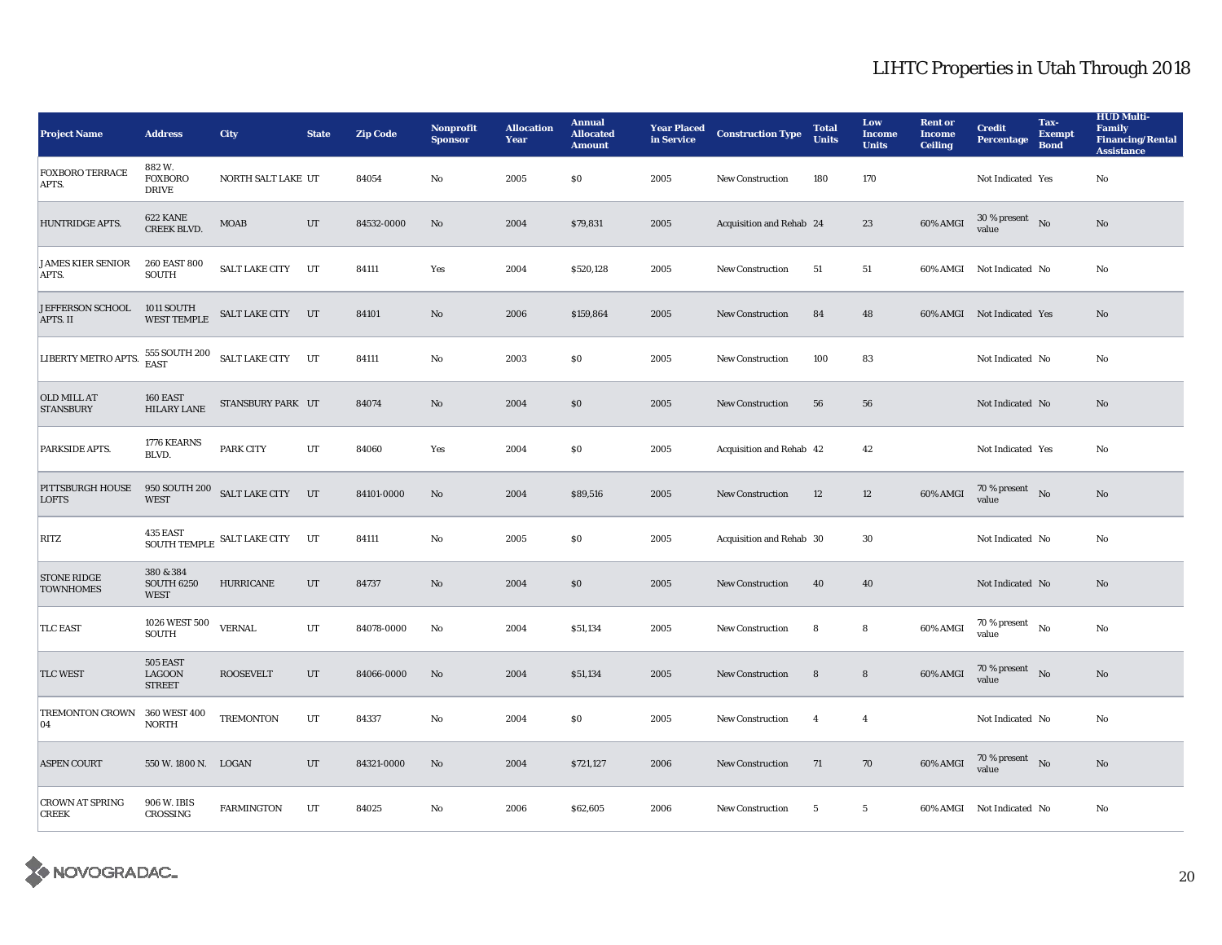# LIHTC Properties in Utah Through 2018

| Project Name | Address | City | State | Zip Code | Nonprofit Sponsor | Allocation Year | Annual Allocated Amount | Year Placed in Service | Construction Type | Total Units | Low Income Units | Rent or Income Ceiling | Credit Percentage | Tax-Exempt Bond | HUD Multi-Family Financing/Rental Assistance |
|---|---|---|---|---|---|---|---|---|---|---|---|---|---|---|---|
| FOXBORO TERRACE APTS. | 882 W. FOXBORO DRIVE | NORTH SALT LAKE | UT | 84054 | No | 2005 | $0 | 2005 | New Construction | 180 | 170 | | Not Indicated | Yes | No |
| HUNTRIDGE APTS. | 622 KANE CREEK BLVD. | MOAB | UT | 84532-0000 | No | 2004 | $79,831 | 2005 | Acquisition and Rehab | 24 | 23 | 60% AMGI | 30 % present value | No | No |
| JAMES KIER SENIOR APTS. | 260 EAST 800 SOUTH | SALT LAKE CITY | UT | 84111 | Yes | 2004 | $520,128 | 2005 | New Construction | 51 | 51 | 60% AMGI | Not Indicated | No | No |
| JEFFERSON SCHOOL APTS. II | 1011 SOUTH WEST TEMPLE | SALT LAKE CITY | UT | 84101 | No | 2006 | $159,864 | 2005 | New Construction | 84 | 48 | 60% AMGI | Not Indicated | Yes | No |
| LIBERTY METRO APTS. | 555 SOUTH 200 EAST | SALT LAKE CITY | UT | 84111 | No | 2003 | $0 | 2005 | New Construction | 100 | 83 | | Not Indicated | No | No |
| OLD MILL AT STANSBURY | 160 EAST HILARY LANE | STANSBURY PARK | UT | 84074 | No | 2004 | $0 | 2005 | New Construction | 56 | 56 | | Not Indicated | No | No |
| PARKSIDE APTS. | 1776 KEARNS BLVD. | PARK CITY | UT | 84060 | Yes | 2004 | $0 | 2005 | Acquisition and Rehab | 42 | 42 | | Not Indicated | Yes | No |
| PITTSBURGH HOUSE LOFTS | 950 SOUTH 200 WEST | SALT LAKE CITY | UT | 84101-0000 | No | 2004 | $89,516 | 2005 | New Construction | 12 | 12 | 60% AMGI | 70 % present value | No | No |
| RITZ | 435 EAST SOUTH TEMPLE | SALT LAKE CITY | UT | 84111 | No | 2005 | $0 | 2005 | Acquisition and Rehab | 30 | 30 | | Not Indicated | No | No |
| STONE RIDGE TOWNHOMES | 380 & 384 SOUTH 6250 WEST | HURRICANE | UT | 84737 | No | 2004 | $0 | 2005 | New Construction | 40 | 40 | | Not Indicated | No | No |
| TLC EAST | 1026 WEST 500 SOUTH | VERNAL | UT | 84078-0000 | No | 2004 | $51,134 | 2005 | New Construction | 8 | 8 | 60% AMGI | 70 % present value | No | No |
| TLC WEST | 505 EAST LAGOON STREET | ROOSEVELT | UT | 84066-0000 | No | 2004 | $51,134 | 2005 | New Construction | 8 | 8 | 60% AMGI | 70 % present value | No | No |
| TREMONTON CROWN 04 | 360 WEST 400 NORTH | TREMONTON | UT | 84337 | No | 2004 | $0 | 2005 | New Construction | 4 | 4 | | Not Indicated | No | No |
| ASPEN COURT | 550 W. 1800 N. | LOGAN | UT | 84321-0000 | No | 2004 | $721,127 | 2006 | New Construction | 71 | 70 | 60% AMGI | 70 % present value | No | No |
| CROWN AT SPRING CREEK | 906 W. IBIS CROSSING | FARMINGTON | UT | 84025 | No | 2006 | $62,605 | 2006 | New Construction | 5 | 5 | 60% AMGI | Not Indicated | No | No |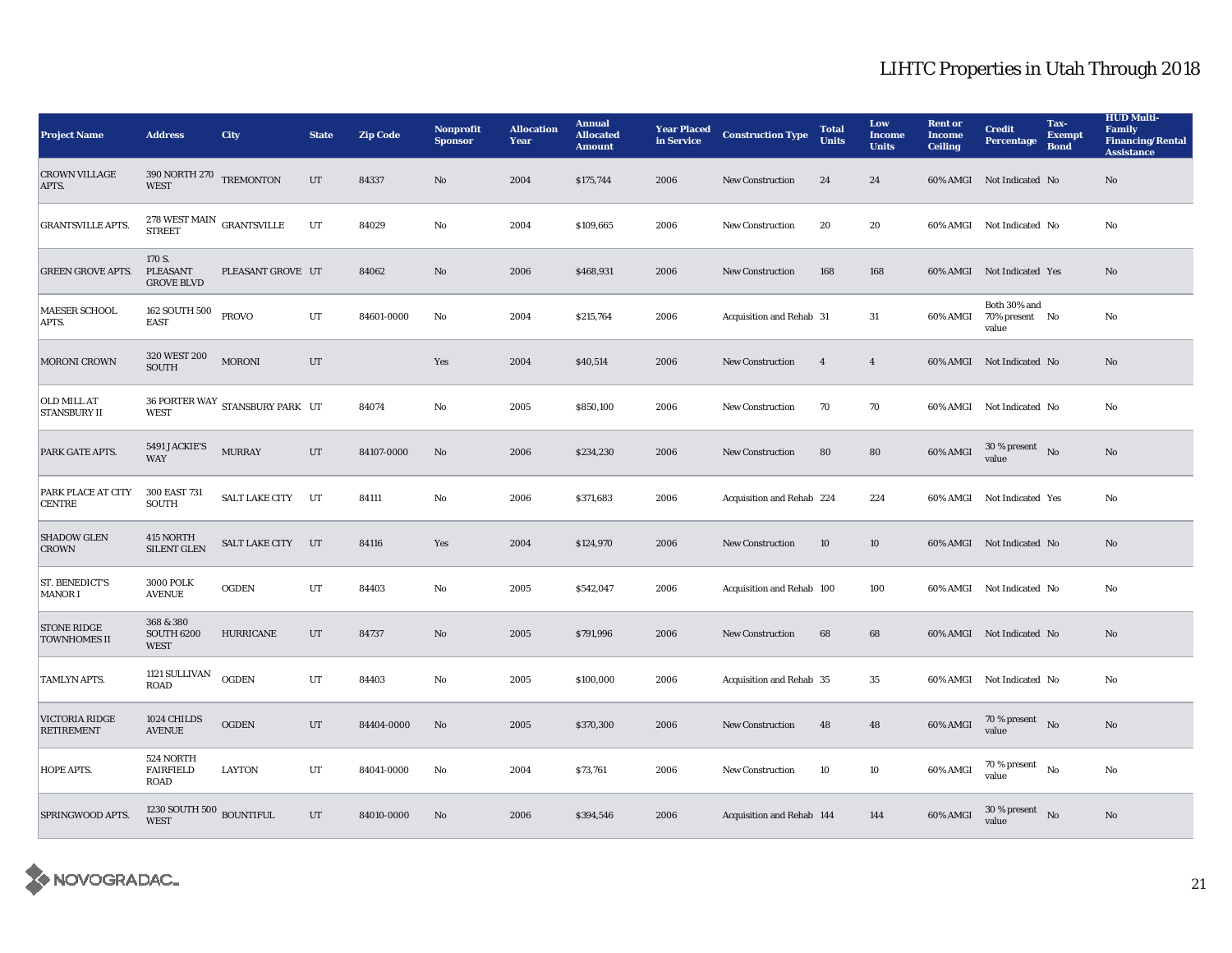# LIHTC Properties in Utah Through 2018

| Project Name | Address | City | State | Zip Code | Nonprofit Sponsor | Allocation Year | Annual Allocated Amount | Year Placed in Service | Construction Type | Total Units | Low Income Units | Rent or Income Ceiling | Credit Percentage | Tax-Exempt Bond | HUD Multi-Family Financing/Rental Assistance |
|---|---|---|---|---|---|---|---|---|---|---|---|---|---|---|---|
| CROWN VILLAGE APTS. | 390 NORTH 270 WEST | TREMONTON | UT | 84337 | No | 2004 | $175,744 | 2006 | New Construction | 24 | 24 | 60% AMGI | Not Indicated | No | No |
| GRANTSVILLE APTS. | 278 WEST MAIN STREET | GRANTSVILLE | UT | 84029 | No | 2004 | $109,665 | 2006 | New Construction | 20 | 20 | 60% AMGI | Not Indicated | No | No |
| GREEN GROVE APTS. | 170 S. PLEASANT GROVE BLVD | PLEASANT GROVE | UT | 84062 | No | 2006 | $468,931 | 2006 | New Construction | 168 | 168 | 60% AMGI | Not Indicated | Yes | No |
| MAESER SCHOOL APTS. | 162 SOUTH 500 EAST | PROVO | UT | 84601-0000 | No | 2004 | $215,764 | 2006 | Acquisition and Rehab | 31 | 31 | 60% AMGI | Both 30% and 70% present value | No | No |
| MORONI CROWN | 320 WEST 200 SOUTH | MORONI | UT | | Yes | 2004 | $40,514 | 2006 | New Construction | 4 | 4 | 60% AMGI | Not Indicated | No | No |
| OLD MILL AT STANSBURY II | 36 PORTER WAY WEST | STANSBURY PARK | UT | 84074 | No | 2005 | $850,100 | 2006 | New Construction | 70 | 70 | 60% AMGI | Not Indicated | No | No |
| PARK GATE APTS. | 5491 JACKIE'S WAY | MURRAY | UT | 84107-0000 | No | 2006 | $234,230 | 2006 | New Construction | 80 | 80 | 60% AMGI | 30 % present value | No | No |
| PARK PLACE AT CITY CENTRE | 300 EAST 731 SOUTH | SALT LAKE CITY | UT | 84111 | No | 2006 | $371,683 | 2006 | Acquisition and Rehab | 224 | 224 | 60% AMGI | Not Indicated | Yes | No |
| SHADOW GLEN CROWN | 415 NORTH SILENT GLEN | SALT LAKE CITY | UT | 84116 | Yes | 2004 | $124,970 | 2006 | New Construction | 10 | 10 | 60% AMGI | Not Indicated | No | No |
| ST. BENEDICT'S MANOR I | 3000 POLK AVENUE | OGDEN | UT | 84403 | No | 2005 | $542,047 | 2006 | Acquisition and Rehab | 100 | 100 | 60% AMGI | Not Indicated | No | No |
| STONE RIDGE TOWNHOMES II | 368 & 380 SOUTH 6200 WEST | HURRICANE | UT | 84737 | No | 2005 | $791,996 | 2006 | New Construction | 68 | 68 | 60% AMGI | Not Indicated | No | No |
| TAMLYN APTS. | 1121 SULLIVAN ROAD | OGDEN | UT | 84403 | No | 2005 | $100,000 | 2006 | Acquisition and Rehab | 35 | 35 | 60% AMGI | Not Indicated | No | No |
| VICTORIA RIDGE RETIREMENT | 1024 CHILDS AVENUE | OGDEN | UT | 84404-0000 | No | 2005 | $370,300 | 2006 | New Construction | 48 | 48 | 60% AMGI | 70 % present value | No | No |
| HOPE APTS. | 524 NORTH FAIRFIELD ROAD | LAYTON | UT | 84041-0000 | No | 2004 | $73,761 | 2006 | New Construction | 10 | 10 | 60% AMGI | 70 % present value | No | No |
| SPRINGWOOD APTS. | 1230 SOUTH 500 WEST | BOUNTIFUL | UT | 84010-0000 | No | 2006 | $394,546 | 2006 | Acquisition and Rehab | 144 | 144 | 60% AMGI | 30 % present value | No | No |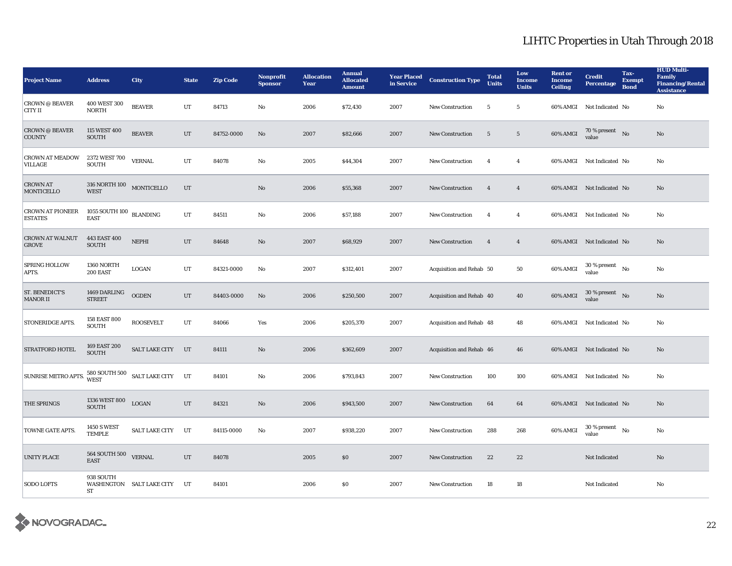# LIHTC Properties in Utah Through 2018

| Project Name | Address | City | State | Zip Code | Nonprofit Sponsor | Allocation Year | Annual Allocated Amount | Year Placed in Service | Construction Type | Total Units | Low Income Units | Rent or Income Ceiling | Credit Percentage | Tax-Exempt Bond | HUD Multi-Family Financing/Rental Assistance |
|---|---|---|---|---|---|---|---|---|---|---|---|---|---|---|---|
| CROWN @ BEAVER CITY II | 400 WEST 300 NORTH | BEAVER | UT | 84713 | No | 2006 | $72,430 | 2007 | New Construction | 5 | 5 | 60% AMGI | Not Indicated | No | No |
| CROWN @ BEAVER COUNTY | 115 WEST 400 SOUTH | BEAVER | UT | 84752-0000 | No | 2007 | $82,666 | 2007 | New Construction | 5 | 5 | 60% AMGI | 70 % present value | No | No |
| CROWN AT MEADOW VILLAGE | 2372 WEST 700 SOUTH | VERNAL | UT | 84078 | No | 2005 | $44,304 | 2007 | New Construction | 4 | 4 | 60% AMGI | Not Indicated | No | No |
| CROWN AT MONTICELLO | 316 NORTH 100 WEST | MONTICELLO | UT | | No | 2006 | $55,368 | 2007 | New Construction | 4 | 4 | 60% AMGI | Not Indicated | No | No |
| CROWN AT PIONEER ESTATES | 1055 SOUTH 100 EAST | BLANDING | UT | 84511 | No | 2006 | $57,188 | 2007 | New Construction | 4 | 4 | 60% AMGI | Not Indicated | No | No |
| CROWN AT WALNUT GROVE | 443 EAST 400 SOUTH | NEPHI | UT | 84648 | No | 2007 | $68,929 | 2007 | New Construction | 4 | 4 | 60% AMGI | Not Indicated | No | No |
| SPRING HOLLOW APTS. | 1360 NORTH 200 EAST | LOGAN | UT | 84321-0000 | No | 2007 | $312,401 | 2007 | Acquisition and Rehab | 50 | 50 | 60% AMGI | 30 % present value | No | No |
| ST. BENEDICT'S MANOR II | 1469 DARLING STREET | OGDEN | UT | 84403-0000 | No | 2006 | $250,500 | 2007 | Acquisition and Rehab | 40 | 40 | 60% AMGI | 30 % present value | No | No |
| STONERIDGE APTS. | 158 EAST 800 SOUTH | ROOSEVELT | UT | 84066 | Yes | 2006 | $205,370 | 2007 | Acquisition and Rehab | 48 | 48 | 60% AMGI | Not Indicated | No | No |
| STRATFORD HOTEL | 169 EAST 200 SOUTH | SALT LAKE CITY | UT | 84111 | No | 2006 | $362,609 | 2007 | Acquisition and Rehab | 46 | 46 | 60% AMGI | Not Indicated | No | No |
| SUNRISE METRO APTS. | 580 SOUTH 500 WEST | SALT LAKE CITY | UT | 84101 | No | 2006 | $793,843 | 2007 | New Construction | 100 | 100 | 60% AMGI | Not Indicated | No | No |
| THE SPRINGS | 1336 WEST 800 SOUTH | LOGAN | UT | 84321 | No | 2006 | $943,500 | 2007 | New Construction | 64 | 64 | 60% AMGI | Not Indicated | No | No |
| TOWNE GATE APTS. | 1450 S WEST TEMPLE | SALT LAKE CITY | UT | 84115-0000 | No | 2007 | $938,220 | 2007 | New Construction | 288 | 268 | 60% AMGI | 30 % present value | No | No |
| UNITY PLACE | 564 SOUTH 500 EAST | VERNAL | UT | 84078 | | 2005 | $0 | 2007 | New Construction | 22 | 22 | | Not Indicated | | No |
| SODO LOFTS | 938 SOUTH WASHINGTON ST | SALT LAKE CITY | UT | 84101 | | 2006 | $0 | 2007 | New Construction | 18 | 18 | | Not Indicated | | No |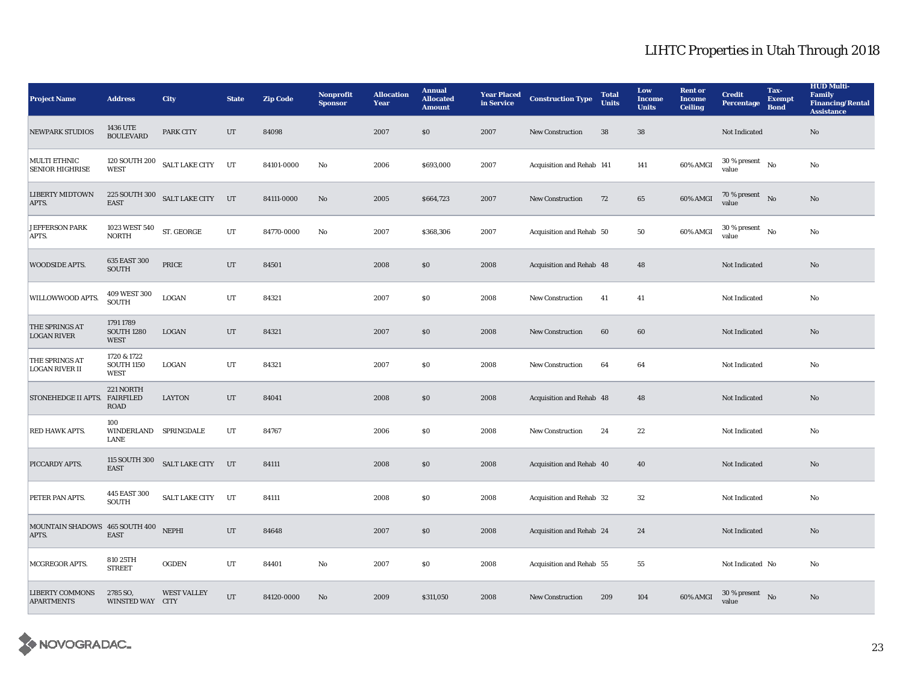# LIHTC Properties in Utah Through 2018

| Project Name | Address | City | State | Zip Code | Nonprofit Sponsor | Allocation Year | Annual Allocated Amount | Year Placed in Service | Construction Type | Total Units | Low Income Units | Rent or Income Ceiling | Credit Percentage | Tax-Exempt Bond | HUD Multi-Family Financing/Rental Assistance |
|---|---|---|---|---|---|---|---|---|---|---|---|---|---|---|---|
| NEWPARK STUDIOS | 1436 UTE BOULEVARD | PARK CITY | UT | 84098 | | 2007 | $0 | 2007 | New Construction | 38 | 38 | | Not Indicated | | No |
| MULTI ETHNIC SENIOR HIGHRISE | 120 SOUTH 200 WEST | SALT LAKE CITY | UT | 84101-0000 | No | 2006 | $693,000 | 2007 | Acquisition and Rehab | 141 | 141 | 60% AMGI | 30 % present value | No | No |
| LIBERTY MIDTOWN APTS. | 225 SOUTH 300 EAST | SALT LAKE CITY | UT | 84111-0000 | No | 2005 | $664,723 | 2007 | New Construction | 72 | 65 | 60% AMGI | 70 % present value | No | No |
| JEFFERSON PARK APTS. | 1023 WEST 540 NORTH | ST. GEORGE | UT | 84770-0000 | No | 2007 | $368,306 | 2007 | Acquisition and Rehab | 50 | 50 | 60% AMGI | 30 % present value | No | No |
| WOODSIDE APTS. | 635 EAST 300 SOUTH | PRICE | UT | 84501 | | 2008 | $0 | 2008 | Acquisition and Rehab | 48 | 48 | | Not Indicated | | No |
| WILLOWWOOD APTS. | 409 WEST 300 SOUTH | LOGAN | UT | 84321 | | 2007 | $0 | 2008 | New Construction | 41 | 41 | | Not Indicated | | No |
| THE SPRINGS AT LOGAN RIVER | 1791 1789 SOUTH 1280 WEST | LOGAN | UT | 84321 | | 2007 | $0 | 2008 | New Construction | 60 | 60 | | Not Indicated | | No |
| THE SPRINGS AT LOGAN RIVER II | 1720 & 1722 SOUTH 1150 WEST | LOGAN | UT | 84321 | | 2007 | $0 | 2008 | New Construction | 64 | 64 | | Not Indicated | | No |
| STONEHEDGE II APTS. | 221 NORTH FAIRFILED ROAD | LAYTON | UT | 84041 | | 2008 | $0 | 2008 | Acquisition and Rehab | 48 | 48 | | Not Indicated | | No |
| RED HAWK APTS. | 100 WINDERLAND LANE | SPRINGDALE | UT | 84767 | | 2006 | $0 | 2008 | New Construction | 24 | 22 | | Not Indicated | | No |
| PICCARDY APTS. | 115 SOUTH 300 EAST | SALT LAKE CITY | UT | 84111 | | 2008 | $0 | 2008 | Acquisition and Rehab | 40 | 40 | | Not Indicated | | No |
| PETER PAN APTS. | 445 EAST 300 SOUTH | SALT LAKE CITY | UT | 84111 | | 2008 | $0 | 2008 | Acquisition and Rehab | 32 | 32 | | Not Indicated | | No |
| MOUNTAIN SHADOWS APTS. | 465 SOUTH 400 EAST | NEPHI | UT | 84648 | | 2007 | $0 | 2008 | Acquisition and Rehab | 24 | 24 | | Not Indicated | | No |
| MCGREGOR APTS. | 810 25TH STREET | OGDEN | UT | 84401 | No | 2007 | $0 | 2008 | Acquisition and Rehab | 55 | 55 | | Not Indicated | No | No |
| LIBERTY COMMONS APARTMENTS | 2785 SO, WINSTED WAY | WEST VALLEY CITY | UT | 84120-0000 | No | 2009 | $311,050 | 2008 | New Construction | 209 | 104 | 60% AMGI | 30 % present value | No | No |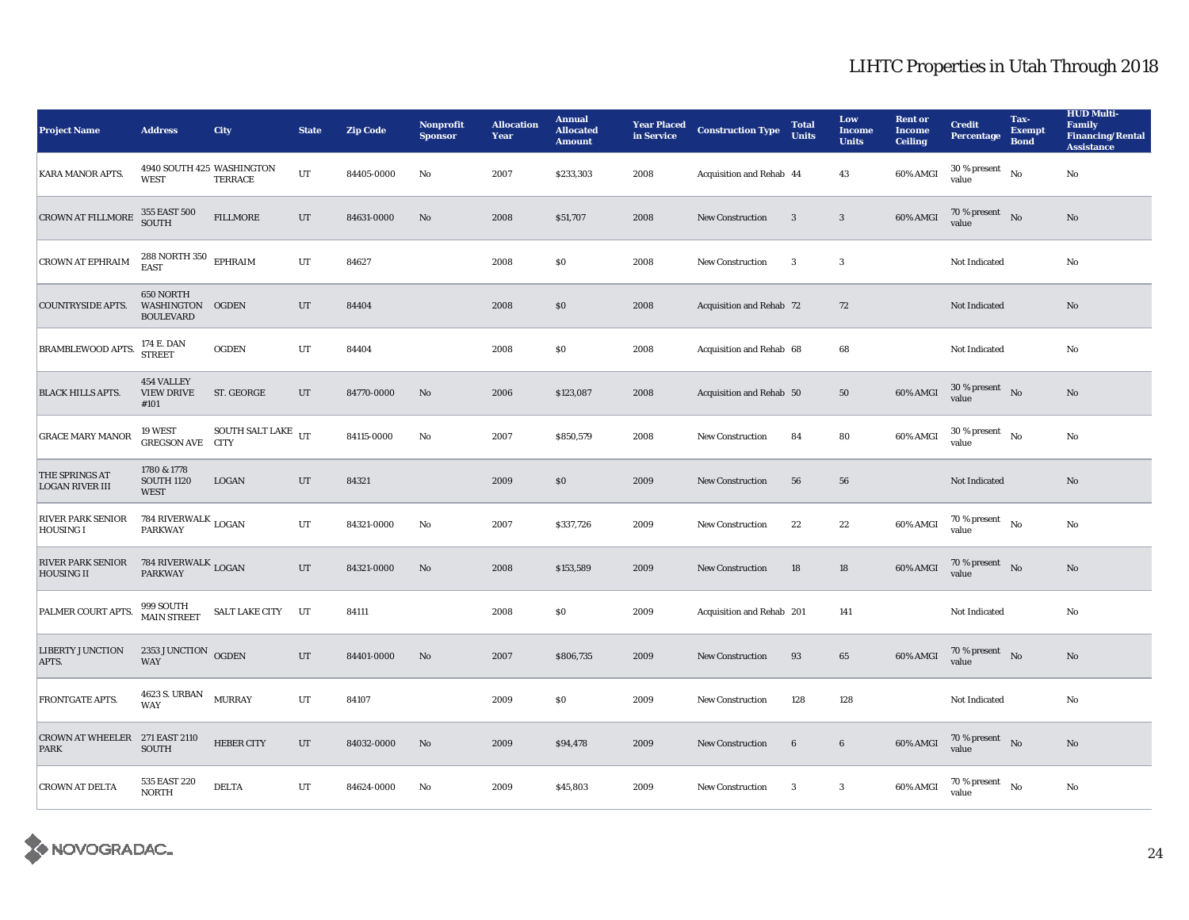# LIHTC Properties in Utah Through 2018

| Project Name | Address | City | State | Zip Code | Nonprofit Sponsor | Allocation Year | Annual Allocated Amount | Year Placed in Service | Construction Type | Total Units | Low Income Units | Rent or Income Ceiling | Credit Percentage | Tax-Exempt Bond | HUD Multi-Family Financing/Rental Assistance |
|---|---|---|---|---|---|---|---|---|---|---|---|---|---|---|---|
| KARA MANOR APTS. | 4940 SOUTH 425 WEST | WASHINGTON TERRACE | UT | 84405-0000 | No | 2007 | $233,303 | 2008 | Acquisition and Rehab | 44 | 43 | 60% AMGI | 30 % present value | No | No |
| CROWN AT FILLMORE | 355 EAST 500 SOUTH | FILLMORE | UT | 84631-0000 | No | 2008 | $51,707 | 2008 | New Construction | 3 | 3 | 60% AMGI | 70 % present value | No | No |
| CROWN AT EPHRAIM | 288 NORTH 350 EAST | EPHRAIM | UT | 84627 | | 2008 | $0 | 2008 | New Construction | 3 | 3 | | Not Indicated | | No |
| COUNTRYSIDE APTS. | 650 NORTH WASHINGTON BOULEVARD | OGDEN | UT | 84404 | | 2008 | $0 | 2008 | Acquisition and Rehab | 72 | 72 | | Not Indicated | | No |
| BRAMBLEWOOD APTS. | 174 E. DAN STREET | OGDEN | UT | 84404 | | 2008 | $0 | 2008 | Acquisition and Rehab | 68 | 68 | | Not Indicated | | No |
| BLACK HILLS APTS. | 454 VALLEY VIEW DRIVE #101 | ST. GEORGE | UT | 84770-0000 | No | 2006 | $123,087 | 2008 | Acquisition and Rehab | 50 | 50 | 60% AMGI | 30 % present value | No | No |
| GRACE MARY MANOR | 19 WEST GREGSON AVE | SOUTH SALT LAKE CITY | UT | 84115-0000 | No | 2007 | $850,579 | 2008 | New Construction | 84 | 80 | 60% AMGI | 30 % present value | No | No |
| THE SPRINGS AT LOGAN RIVER III | 1780 & 1778 SOUTH 1120 WEST | LOGAN | UT | 84321 | | 2009 | $0 | 2009 | New Construction | 56 | 56 | | Not Indicated | | No |
| RIVER PARK SENIOR HOUSING I | 784 RIVERWALK PARKWAY | LOGAN | UT | 84321-0000 | No | 2007 | $337,726 | 2009 | New Construction | 22 | 22 | 60% AMGI | 70 % present value | No | No |
| RIVER PARK SENIOR HOUSING II | 784 RIVERWALK PARKWAY | LOGAN | UT | 84321-0000 | No | 2008 | $153,589 | 2009 | New Construction | 18 | 18 | 60% AMGI | 70 % present value | No | No |
| PALMER COURT APTS. | 999 SOUTH MAIN STREET | SALT LAKE CITY | UT | 84111 | | 2008 | $0 | 2009 | Acquisition and Rehab | 201 | 141 | | Not Indicated | | No |
| LIBERTY JUNCTION APTS. | 2353 JUNCTION WAY | OGDEN | UT | 84401-0000 | No | 2007 | $806,735 | 2009 | New Construction | 93 | 65 | 60% AMGI | 70 % present value | No | No |
| FRONTGATE APTS. | 4623 S. URBAN WAY | MURRAY | UT | 84107 | | 2009 | $0 | 2009 | New Construction | 128 | 128 | | Not Indicated | | No |
| CROWN AT WHEELER PARK | 271 EAST 2110 SOUTH | HEBER CITY | UT | 84032-0000 | No | 2009 | $94,478 | 2009 | New Construction | 6 | 6 | 60% AMGI | 70 % present value | No | No |
| CROWN AT DELTA | 535 EAST 220 NORTH | DELTA | UT | 84624-0000 | No | 2009 | $45,803 | 2009 | New Construction | 3 | 3 | 60% AMGI | 70 % present value | No | No |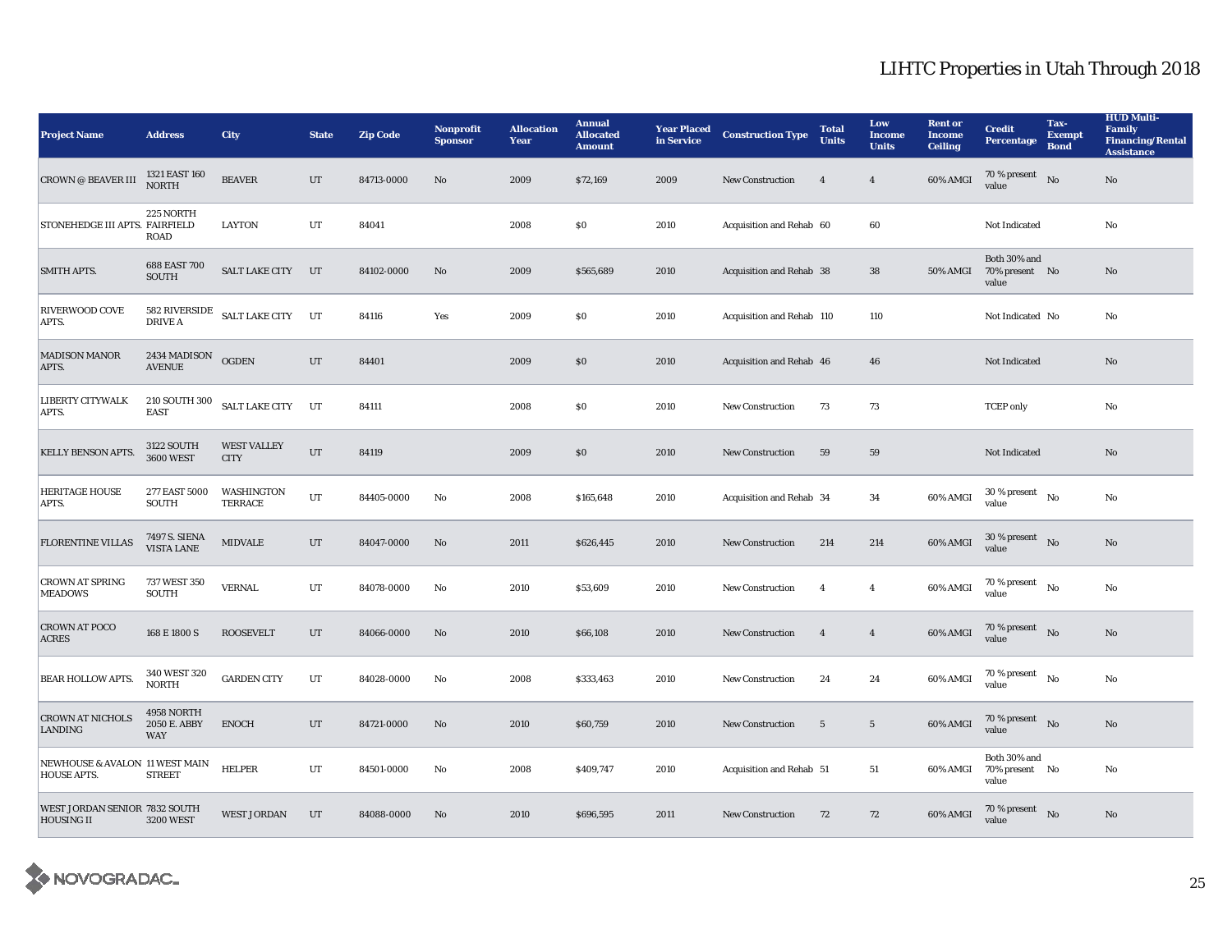# LIHTC Properties in Utah Through 2018

| Project Name | Address | City | State | Zip Code | Nonprofit Sponsor | Allocation Year | Annual Allocated Amount | Year Placed in Service | Construction Type | Total Units | Low Income Units | Rent or Income Ceiling | Credit Percentage | Tax-Exempt Bond | HUD Multi-Family Financing/Rental Assistance |
|---|---|---|---|---|---|---|---|---|---|---|---|---|---|---|---|
| CROWN @ BEAVER III | 1321 EAST 160 NORTH | BEAVER | UT | 84713-0000 | No | 2009 | $72,169 | 2009 | New Construction | 4 | 4 | 60% AMGI | 70 % present value | No | No |
| STONEHEDGE III APTS. | 225 NORTH FAIRFIELD ROAD | LAYTON | UT | 84041 | | 2008 | $0 | 2010 | Acquisition and Rehab | 60 | 60 | | Not Indicated | | No |
| SMITH APTS. | 688 EAST 700 SOUTH | SALT LAKE CITY | UT | 84102-0000 | No | 2009 | $565,689 | 2010 | Acquisition and Rehab | 38 | 38 | 50% AMGI | Both 30% and 70% present value | No | No |
| RIVERWOOD COVE APTS. | 582 RIVERSIDE DRIVE A | SALT LAKE CITY | UT | 84116 | Yes | 2009 | $0 | 2010 | Acquisition and Rehab | 110 | 110 | | Not Indicated | No | No |
| MADISON MANOR APTS. | 2434 MADISON AVENUE | OGDEN | UT | 84401 | | 2009 | $0 | 2010 | Acquisition and Rehab | 46 | 46 | | Not Indicated | | No |
| LIBERTY CITYWALK APTS. | 210 SOUTH 300 EAST | SALT LAKE CITY | UT | 84111 | | 2008 | $0 | 2010 | New Construction | 73 | 73 | | TCEP only | | No |
| KELLY BENSON APTS. | 3122 SOUTH 3600 WEST | WEST VALLEY CITY | UT | 84119 | | 2009 | $0 | 2010 | New Construction | 59 | 59 | | Not Indicated | | No |
| HERITAGE HOUSE APTS. | 277 EAST 5000 SOUTH | WASHINGTON TERRACE | UT | 84405-0000 | No | 2008 | $165,648 | 2010 | Acquisition and Rehab | 34 | 34 | 60% AMGI | 30 % present value | No | No |
| FLORENTINE VILLAS | 7497 S. SIENA VISTA LANE | MIDVALE | UT | 84047-0000 | No | 2011 | $626,445 | 2010 | New Construction | 214 | 214 | 60% AMGI | 30 % present value | No | No |
| CROWN AT SPRING MEADOWS | 737 WEST 350 SOUTH | VERNAL | UT | 84078-0000 | No | 2010 | $53,609 | 2010 | New Construction | 4 | 4 | 60% AMGI | 70 % present value | No | No |
| CROWN AT POCO ACRES | 168 E 1800 S | ROOSEVELT | UT | 84066-0000 | No | 2010 | $66,108 | 2010 | New Construction | 4 | 4 | 60% AMGI | 70 % present value | No | No |
| BEAR HOLLOW APTS. | 340 WEST 320 NORTH | GARDEN CITY | UT | 84028-0000 | No | 2008 | $333,463 | 2010 | New Construction | 24 | 24 | 60% AMGI | 70 % present value | No | No |
| CROWN AT NICHOLS LANDING | 4958 NORTH 2050 E. ABBY WAY | ENOCH | UT | 84721-0000 | No | 2010 | $60,759 | 2010 | New Construction | 5 | 5 | 60% AMGI | 70 % present value | No | No |
| NEWHOUSE & AVALON HOUSE APTS. | 11 WEST MAIN STREET | HELPER | UT | 84501-0000 | No | 2008 | $409,747 | 2010 | Acquisition and Rehab | 51 | 51 | 60% AMGI | Both 30% and 70% present value | No | No |
| WEST JORDAN SENIOR HOUSING II | 7832 SOUTH 3200 WEST | WEST JORDAN | UT | 84088-0000 | No | 2010 | $696,595 | 2011 | New Construction | 72 | 72 | 60% AMGI | 70 % present value | No | No |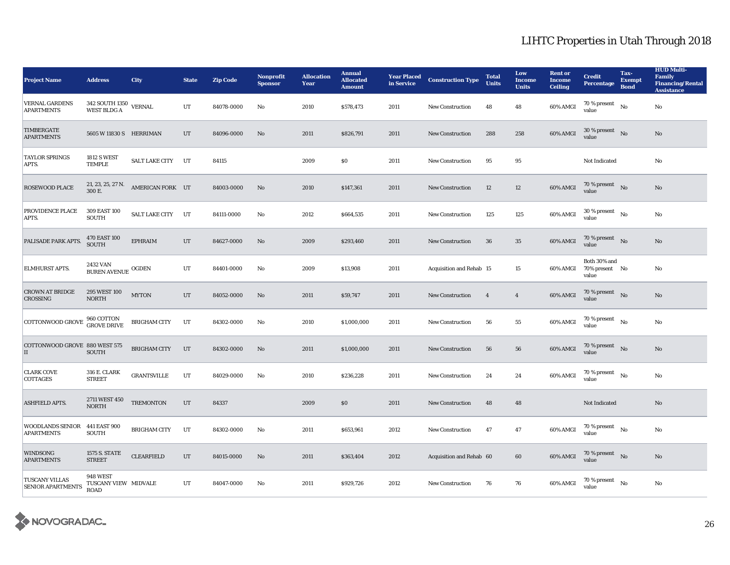# LIHTC Properties in Utah Through 2018

| Project Name | Address | City | State | Zip Code | Nonprofit Sponsor | Allocation Year | Annual Allocated Amount | Year Placed in Service | Construction Type | Total Units | Low Income Units | Rent or Income Ceiling | Credit Percentage | Tax-Exempt Bond | HUD Multi-Family Financing/Rental Assistance |
|---|---|---|---|---|---|---|---|---|---|---|---|---|---|---|---|
| VERNAL GARDENS APARTMENTS | 342 SOUTH 1350 WEST BLDG A | VERNAL | UT | 84078-0000 | No | 2010 | $578,473 | 2011 | New Construction | 48 | 48 | 60% AMGI | 70 % present value | No | No |
| TIMBERGATE APARTMENTS | 5605 W 11830 S | HERRIMAN | UT | 84096-0000 | No | 2011 | $826,791 | 2011 | New Construction | 288 | 258 | 60% AMGI | 30 % present value | No | No |
| TAYLOR SPRINGS APTS. | 1812 S WEST TEMPLE | SALT LAKE CITY | UT | 84115 | | 2009 | $0 | 2011 | New Construction | 95 | 95 | | Not Indicated | | No |
| ROSEWOOD PLACE | 21, 23, 25, 27 N. 300 E. | AMERICAN FORK | UT | 84003-0000 | No | 2010 | $147,361 | 2011 | New Construction | 12 | 12 | 60% AMGI | 70 % present value | No | No |
| PROVIDENCE PLACE APTS. | 309 EAST 100 SOUTH | SALT LAKE CITY | UT | 84111-0000 | No | 2012 | $664,535 | 2011 | New Construction | 125 | 125 | 60% AMGI | 30 % present value | No | No |
| PALISADE PARK APTS. | 470 EAST 100 SOUTH | EPHRAIM | UT | 84627-0000 | No | 2009 | $293,460 | 2011 | New Construction | 36 | 35 | 60% AMGI | 70 % present value | No | No |
| ELMHURST APTS. | 2432 VAN BUREN AVENUE | OGDEN | UT | 84401-0000 | No | 2009 | $13,908 | 2011 | Acquisition and Rehab | 15 | 15 | 60% AMGI | Both 30% and 70% present value | No | No |
| CROWN AT BRIDGE CROSSING | 295 WEST 100 NORTH | MYTON | UT | 84052-0000 | No | 2011 | $59,747 | 2011 | New Construction | 4 | 4 | 60% AMGI | 70 % present value | No | No |
| COTTONWOOD GROVE | 960 COTTON GROVE DRIVE | BRIGHAM CITY | UT | 84302-0000 | No | 2010 | $1,000,000 | 2011 | New Construction | 56 | 55 | 60% AMGI | 70 % present value | No | No |
| COTTONWOOD GROVE II | 880 WEST 575 SOUTH | BRIGHAM CITY | UT | 84302-0000 | No | 2011 | $1,000,000 | 2011 | New Construction | 56 | 56 | 60% AMGI | 70 % present value | No | No |
| CLARK COVE COTTAGES | 316 E. CLARK STREET | GRANTSVILLE | UT | 84029-0000 | No | 2010 | $236,228 | 2011 | New Construction | 24 | 24 | 60% AMGI | 70 % present value | No | No |
| ASHFIELD APTS. | 2711 WEST 450 NORTH | TREMONTON | UT | 84337 | | 2009 | $0 | 2011 | New Construction | 48 | 48 | | Not Indicated | | No |
| WOODLANDS SENIOR APARTMENTS | 441 EAST 900 SOUTH | BRIGHAM CITY | UT | 84302-0000 | No | 2011 | $653,961 | 2012 | New Construction | 47 | 47 | 60% AMGI | 70 % present value | No | No |
| WINDSONG APARTMENTS | 1575 S. STATE STREET | CLEARFIELD | UT | 84015-0000 | No | 2011 | $363,404 | 2012 | Acquisition and Rehab | 60 | 60 | 60% AMGI | 70 % present value | No | No |
| TUSCANY VILLAS SENIOR APARTMENTS | 948 WEST TUSCANY VIEW ROAD | MIDVALE | UT | 84047-0000 | No | 2011 | $929,726 | 2012 | New Construction | 76 | 76 | 60% AMGI | 70 % present value | No | No |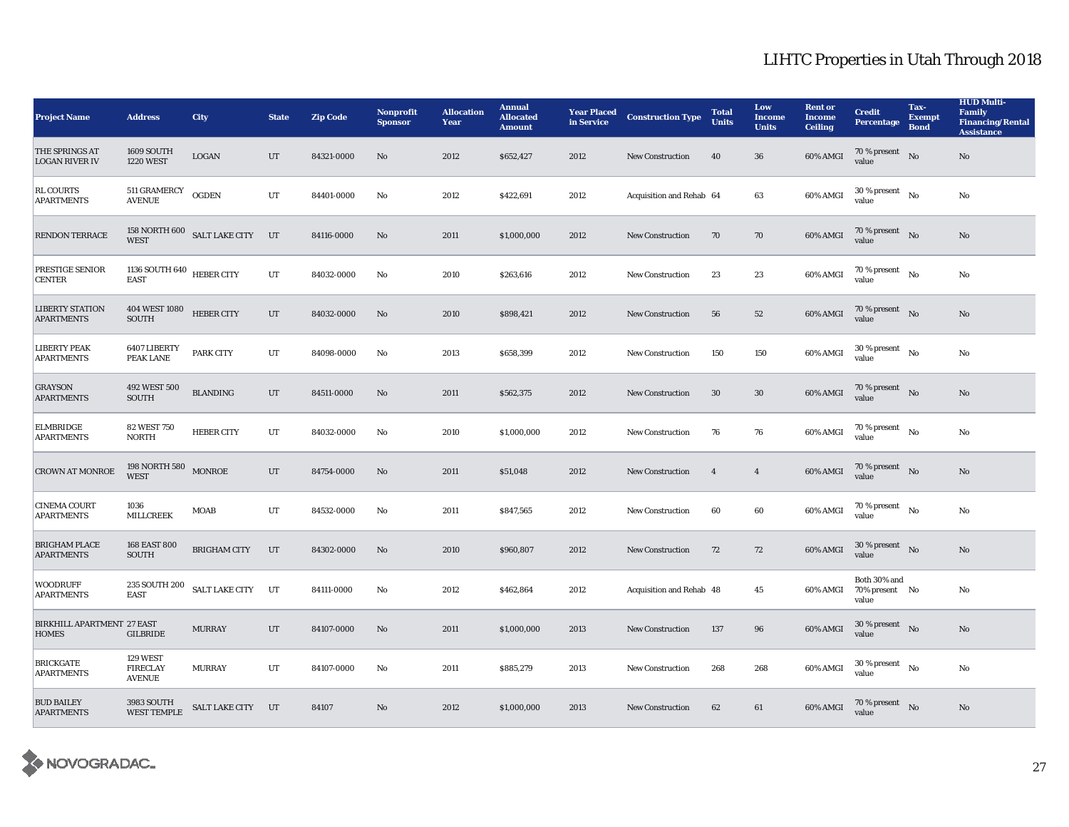# LIHTC Properties in Utah Through 2018

| Project Name | Address | City | State | Zip Code | Nonprofit Sponsor | Allocation Year | Annual Allocated Amount | Year Placed in Service | Construction Type | Total Units | Low Income Units | Rent or Income Ceiling | Credit Percentage | Tax-Exempt Bond | HUD Multi-Family Financing/Rental Assistance |
|---|---|---|---|---|---|---|---|---|---|---|---|---|---|---|---|
| THE SPRINGS AT LOGAN RIVER IV | 1609 SOUTH 1220 WEST | LOGAN | UT | 84321-0000 | No | 2012 | $652,427 | 2012 | New Construction | 40 | 36 | 60% AMGI | 70 % present value | No | No |
| RL COURTS APARTMENTS | 511 GRAMERCY AVENUE | OGDEN | UT | 84401-0000 | No | 2012 | $422,691 | 2012 | Acquisition and Rehab | 64 | 63 | 60% AMGI | 30 % present value | No | No |
| RENDON TERRACE | 158 NORTH 600 WEST | SALT LAKE CITY | UT | 84116-0000 | No | 2011 | $1,000,000 | 2012 | New Construction | 70 | 70 | 60% AMGI | 70 % present value | No | No |
| PRESTIGE SENIOR CENTER | 1136 SOUTH 640 EAST | HEBER CITY | UT | 84032-0000 | No | 2010 | $263,616 | 2012 | New Construction | 23 | 23 | 60% AMGI | 70 % present value | No | No |
| LIBERTY STATION APARTMENTS | 404 WEST 1080 SOUTH | HEBER CITY | UT | 84032-0000 | No | 2010 | $898,421 | 2012 | New Construction | 56 | 52 | 60% AMGI | 70 % present value | No | No |
| LIBERTY PEAK APARTMENTS | 6407 LIBERTY PEAK LANE | PARK CITY | UT | 84098-0000 | No | 2013 | $658,399 | 2012 | New Construction | 150 | 150 | 60% AMGI | 30 % present value | No | No |
| GRAYSON APARTMENTS | 492 WEST 500 SOUTH | BLANDING | UT | 84511-0000 | No | 2011 | $562,375 | 2012 | New Construction | 30 | 30 | 60% AMGI | 70 % present value | No | No |
| ELMBRIDGE APARTMENTS | 82 WEST 750 NORTH | HEBER CITY | UT | 84032-0000 | No | 2010 | $1,000,000 | 2012 | New Construction | 76 | 76 | 60% AMGI | 70 % present value | No | No |
| CROWN AT MONROE | 198 NORTH 580 WEST | MONROE | UT | 84754-0000 | No | 2011 | $51,048 | 2012 | New Construction | 4 | 4 | 60% AMGI | 70 % present value | No | No |
| CINEMA COURT APARTMENTS | 1036 MILLCREEK | MOAB | UT | 84532-0000 | No | 2011 | $847,565 | 2012 | New Construction | 60 | 60 | 60% AMGI | 70 % present value | No | No |
| BRIGHAM PLACE APARTMENTS | 168 EAST 800 SOUTH | BRIGHAM CITY | UT | 84302-0000 | No | 2010 | $960,807 | 2012 | New Construction | 72 | 72 | 60% AMGI | 30 % present value | No | No |
| WOODRUFF APARTMENTS | 235 SOUTH 200 EAST | SALT LAKE CITY | UT | 84111-0000 | No | 2012 | $462,864 | 2012 | Acquisition and Rehab | 48 | 45 | 60% AMGI | Both 30% and 70% present value | No | No |
| BIRKHILL APARTMENT HOMES | 27 EAST GILBRIDE | MURRAY | UT | 84107-0000 | No | 2011 | $1,000,000 | 2013 | New Construction | 137 | 96 | 60% AMGI | 30 % present value | No | No |
| BRICKGATE APARTMENTS | 129 WEST FIRECLAY AVENUE | MURRAY | UT | 84107-0000 | No | 2011 | $885,279 | 2013 | New Construction | 268 | 268 | 60% AMGI | 30 % present value | No | No |
| BUD BAILEY APARTMENTS | 3983 SOUTH WEST TEMPLE | SALT LAKE CITY | UT | 84107 | No | 2012 | $1,000,000 | 2013 | New Construction | 62 | 61 | 60% AMGI | 70 % present value | No | No |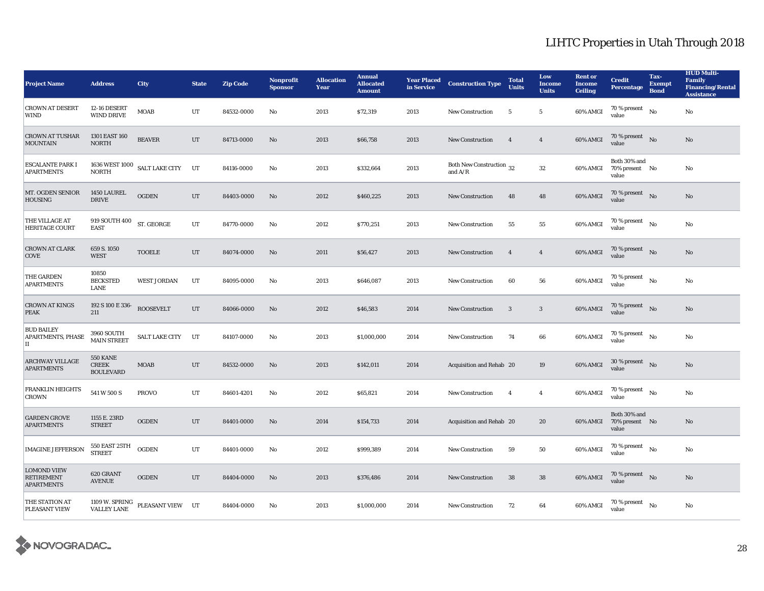# LIHTC Properties in Utah Through 2018

| Project Name | Address | City | State | Zip Code | Nonprofit Sponsor | Allocation Year | Annual Allocated Amount | Year Placed in Service | Construction Type | Total Units | Low Income Units | Rent or Income Ceiling | Credit Percentage | Tax-Exempt Bond | HUD Multi-Family Financing/Rental Assistance |
|---|---|---|---|---|---|---|---|---|---|---|---|---|---|---|---|
| CROWN AT DESERT WIND | 12-16 DESERT WIND DRIVE | MOAB | UT | 84532-0000 | No | 2013 | $72,319 | 2013 | New Construction | 5 | 5 | 60% AMGI | 70 % present value | No | No |
| CROWN AT TUSHAR MOUNTAIN | 1301 EAST 160 NORTH | BEAVER | UT | 84713-0000 | No | 2013 | $66,758 | 2013 | New Construction | 4 | 4 | 60% AMGI | 70 % present value | No | No |
| ESCALANTE PARK I APARTMENTS | 1636 WEST 1000 NORTH | SALT LAKE CITY | UT | 84116-0000 | No | 2013 | $332,664 | 2013 | Both New Construction and A/R | 32 | 32 | 60% AMGI | Both 30% and 70% present value | No | No |
| MT. OGDEN SENIOR HOUSING | 1450 LAUREL DRIVE | OGDEN | UT | 84403-0000 | No | 2012 | $460,225 | 2013 | New Construction | 48 | 48 | 60% AMGI | 70 % present value | No | No |
| THE VILLAGE AT HERITAGE COURT | 919 SOUTH 400 EAST | ST. GEORGE | UT | 84770-0000 | No | 2012 | $770,251 | 2013 | New Construction | 55 | 55 | 60% AMGI | 70 % present value | No | No |
| CROWN AT CLARK COVE | 659 S. 1050 WEST | TOOELE | UT | 84074-0000 | No | 2011 | $56,427 | 2013 | New Construction | 4 | 4 | 60% AMGI | 70 % present value | No | No |
| THE GARDEN APARTMENTS | 10850 BECKSTED LANE | WEST JORDAN | UT | 84095-0000 | No | 2013 | $646,087 | 2013 | New Construction | 60 | 56 | 60% AMGI | 70 % present value | No | No |
| CROWN AT KINGS PEAK | 192 S 100 E 336-211 | ROOSEVELT | UT | 84066-0000 | No | 2012 | $46,583 | 2014 | New Construction | 3 | 3 | 60% AMGI | 70 % present value | No | No |
| BUD BAILEY APARTMENTS, PHASE II | 3960 SOUTH MAIN STREET | SALT LAKE CITY | UT | 84107-0000 | No | 2013 | $1,000,000 | 2014 | New Construction | 74 | 66 | 60% AMGI | 70 % present value | No | No |
| ARCHWAY VILLAGE APARTMENTS | 550 KANE CREEK BOULEVARD | MOAB | UT | 84532-0000 | No | 2013 | $142,011 | 2014 | Acquisition and Rehab | 20 | 19 | 60% AMGI | 30 % present value | No | No |
| FRANKLIN HEIGHTS CROWN | 541 W 500 S | PROVO | UT | 84601-4201 | No | 2012 | $65,821 | 2014 | New Construction | 4 | 4 | 60% AMGI | 70 % present value | No | No |
| GARDEN GROVE APARTMENTS | 1155 E. 23RD STREET | OGDEN | UT | 84401-0000 | No | 2014 | $154,733 | 2014 | Acquisition and Rehab | 20 | 20 | 60% AMGI | Both 30% and 70% present value | No | No |
| IMAGINE JEFFERSON | 550 EAST 25TH STREET | OGDEN | UT | 84401-0000 | No | 2012 | $999,389 | 2014 | New Construction | 59 | 50 | 60% AMGI | 70 % present value | No | No |
| LOMOND VIEW RETIREMENT APARTMENTS | 620 GRANT AVENUE | OGDEN | UT | 84404-0000 | No | 2013 | $376,486 | 2014 | New Construction | 38 | 38 | 60% AMGI | 70 % present value | No | No |
| THE STATION AT PLEASANT VIEW | 1109 W. SPRING VALLEY LANE | PLEASANT VIEW | UT | 84404-0000 | No | 2013 | $1,000,000 | 2014 | New Construction | 72 | 64 | 60% AMGI | 70 % present value | No | No |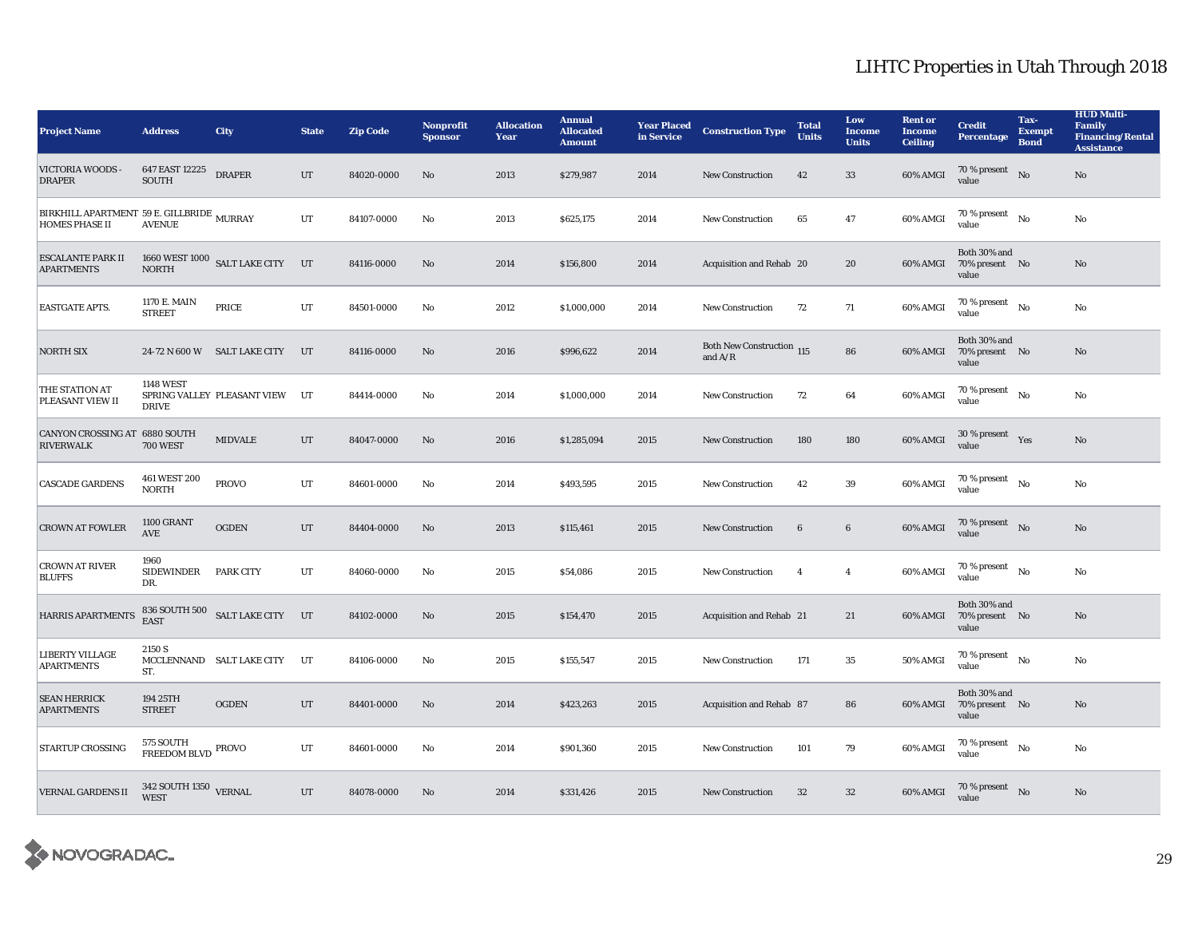# LIHTC Properties in Utah Through 2018

| Project Name | Address | City | State | Zip Code | Nonprofit Sponsor | Allocation Year | Annual Allocated Amount | Year Placed in Service | Construction Type | Total Units | Low Income Units | Rent or Income Ceiling | Credit Percentage | Tax-Exempt Bond | HUD Multi-Family Financing/Rental Assistance |
|---|---|---|---|---|---|---|---|---|---|---|---|---|---|---|---|
| VICTORIA WOODS - DRAPER | 647 EAST 12225 SOUTH | DRAPER | UT | 84020-0000 | No | 2013 | $279,987 | 2014 | New Construction | 42 | 33 | 60% AMGI | 70 % present value | No | No |
| BIRKHILL APARTMENT HOMES PHASE II | 59 E. GILLBRIDE AVENUE | MURRAY | UT | 84107-0000 | No | 2013 | $625,175 | 2014 | New Construction | 65 | 47 | 60% AMGI | 70 % present value | No | No |
| ESCALANTE PARK II APARTMENTS | 1660 WEST 1000 NORTH | SALT LAKE CITY | UT | 84116-0000 | No | 2014 | $156,800 | 2014 | Acquisition and Rehab | 20 | 20 | 60% AMGI | Both 30% and 70% present value | No | No |
| EASTGATE APTS. | 1170 E. MAIN STREET | PRICE | UT | 84501-0000 | No | 2012 | $1,000,000 | 2014 | New Construction | 72 | 71 | 60% AMGI | 70 % present value | No | No |
| NORTH SIX | 24-72 N 600 W | SALT LAKE CITY | UT | 84116-0000 | No | 2016 | $996,622 | 2014 | Both New Construction and A/R | 115 | 86 | 60% AMGI | Both 30% and 70% present value | No | No |
| THE STATION AT PLEASANT VIEW II | 1148 WEST SPRING VALLEY DRIVE | PLEASANT VIEW | UT | 84414-0000 | No | 2014 | $1,000,000 | 2014 | New Construction | 72 | 64 | 60% AMGI | 70 % present value | No | No |
| CANYON CROSSING AT RIVERWALK | 6880 SOUTH 700 WEST | MIDVALE | UT | 84047-0000 | No | 2016 | $1,285,094 | 2015 | New Construction | 180 | 180 | 60% AMGI | 30 % present value | Yes | No |
| CASCADE GARDENS | 461 WEST 200 NORTH | PROVO | UT | 84601-0000 | No | 2014 | $493,595 | 2015 | New Construction | 42 | 39 | 60% AMGI | 70 % present value | No | No |
| CROWN AT FOWLER | 1100 GRANT AVE | OGDEN | UT | 84404-0000 | No | 2013 | $115,461 | 2015 | New Construction | 6 | 6 | 60% AMGI | 70 % present value | No | No |
| CROWN AT RIVER BLUFFS | 1960 SIDEWINDER DR. | PARK CITY | UT | 84060-0000 | No | 2015 | $54,086 | 2015 | New Construction | 4 | 4 | 60% AMGI | 70 % present value | No | No |
| HARRIS APARTMENTS | 836 SOUTH 500 EAST | SALT LAKE CITY | UT | 84102-0000 | No | 2015 | $154,470 | 2015 | Acquisition and Rehab | 21 | 21 | 60% AMGI | Both 30% and 70% present value | No | No |
| LIBERTY VILLAGE APARTMENTS | 2150 S MCCLENNAND ST. | SALT LAKE CITY | UT | 84106-0000 | No | 2015 | $155,547 | 2015 | New Construction | 171 | 35 | 50% AMGI | 70 % present value | No | No |
| SEAN HERRICK APARTMENTS | 194 25TH STREET | OGDEN | UT | 84401-0000 | No | 2014 | $423,263 | 2015 | Acquisition and Rehab | 87 | 86 | 60% AMGI | Both 30% and 70% present value | No | No |
| STARTUP CROSSING | 575 SOUTH FREEDOM BLVD | PROVO | UT | 84601-0000 | No | 2014 | $901,360 | 2015 | New Construction | 101 | 79 | 60% AMGI | 70 % present value | No | No |
| VERNAL GARDENS II | 342 SOUTH 1350 WEST | VERNAL | UT | 84078-0000 | No | 2014 | $331,426 | 2015 | New Construction | 32 | 32 | 60% AMGI | 70 % present value | No | No |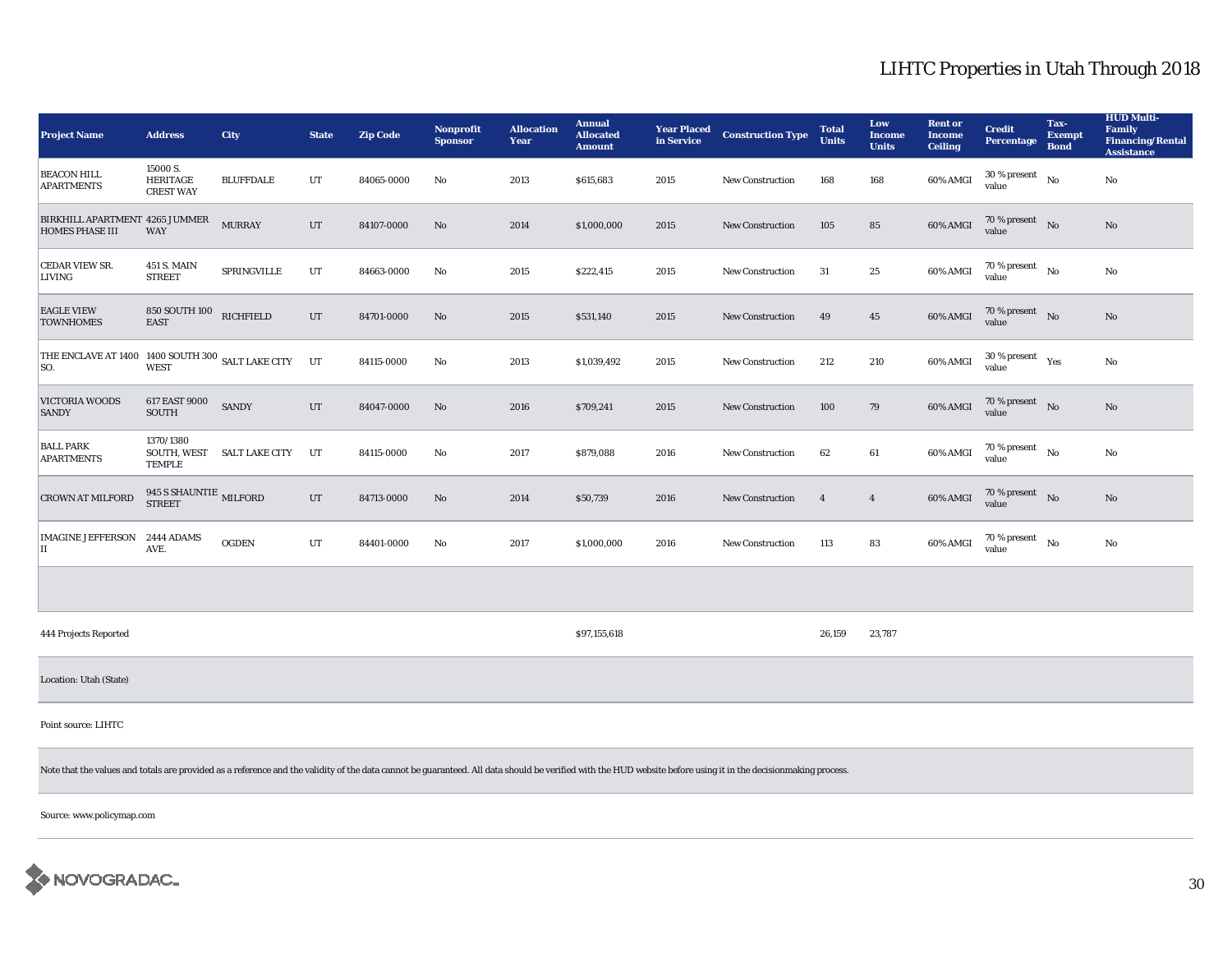# LIHTC Properties in Utah Through 2018

| Project Name | Address | City | State | Zip Code | Nonprofit Sponsor | Allocation Year | Annual Allocated Amount | Year Placed in Service | Construction Type | Total Units | Low Income Units | Rent or Income Ceiling | Credit Percentage | Tax-Exempt Bond | HUD Multi-Family Financing/Rental Assistance |
|---|---|---|---|---|---|---|---|---|---|---|---|---|---|---|---|
| BEACON HILL APARTMENTS | 15000 S. HERITAGE CREST WAY | BLUFFDALE | UT | 84065-0000 | No | 2013 | $615,683 | 2015 | New Construction | 168 | 168 | 60% AMGI | 30 % present value | No | No |
| BIRKHILL APARTMENT HOMES PHASE III | 4265 JUMMER WAY | MURRAY | UT | 84107-0000 | No | 2014 | $1,000,000 | 2015 | New Construction | 105 | 85 | 60% AMGI | 70 % present value | No | No |
| CEDAR VIEW SR. LIVING | 451 S. MAIN STREET | SPRINGVILLE | UT | 84663-0000 | No | 2015 | $222,415 | 2015 | New Construction | 31 | 25 | 60% AMGI | 70 % present value | No | No |
| EAGLE VIEW TOWNHOMES | 850 SOUTH 100 EAST | RICHFIELD | UT | 84701-0000 | No | 2015 | $531,140 | 2015 | New Construction | 49 | 45 | 60% AMGI | 70 % present value | No | No |
| THE ENCLAVE AT 1400 SO. | 1400 SOUTH 300 WEST | SALT LAKE CITY | UT | 84115-0000 | No | 2013 | $1,039,492 | 2015 | New Construction | 212 | 210 | 60% AMGI | 30 % present value | Yes | No |
| VICTORIA WOODS SANDY | 617 EAST 9000 SOUTH | SANDY | UT | 84047-0000 | No | 2016 | $709,241 | 2015 | New Construction | 100 | 79 | 60% AMGI | 70 % present value | No | No |
| BALL PARK APARTMENTS | 1370/1380 SOUTH, WEST TEMPLE | SALT LAKE CITY | UT | 84115-0000 | No | 2017 | $879,088 | 2016 | New Construction | 62 | 61 | 60% AMGI | 70 % present value | No | No |
| CROWN AT MILFORD | 945 S SHAUNTIE STREET | MILFORD | UT | 84713-0000 | No | 2014 | $50,739 | 2016 | New Construction | 4 | 4 | 60% AMGI | 70 % present value | No | No |
| IMAGINE JEFFERSON II | 2444 ADAMS AVE. | OGDEN | UT | 84401-0000 | No | 2017 | $1,000,000 | 2016 | New Construction | 113 | 83 | 60% AMGI | 70 % present value | No | No |
| | | | | | | | | | | | | | | | |
| 444 Projects Reported | | | | | | | $97,155,618 | | | 26,159 | 23,787 | | | | |

Location: Utah (State)

Point source: LIHTC

Note that the values and totals are provided as a reference and the validity of the data cannot be guaranteed. All data should be verified with the HUD website before using it in the decisionmaking process.

Source: www.policymap.com